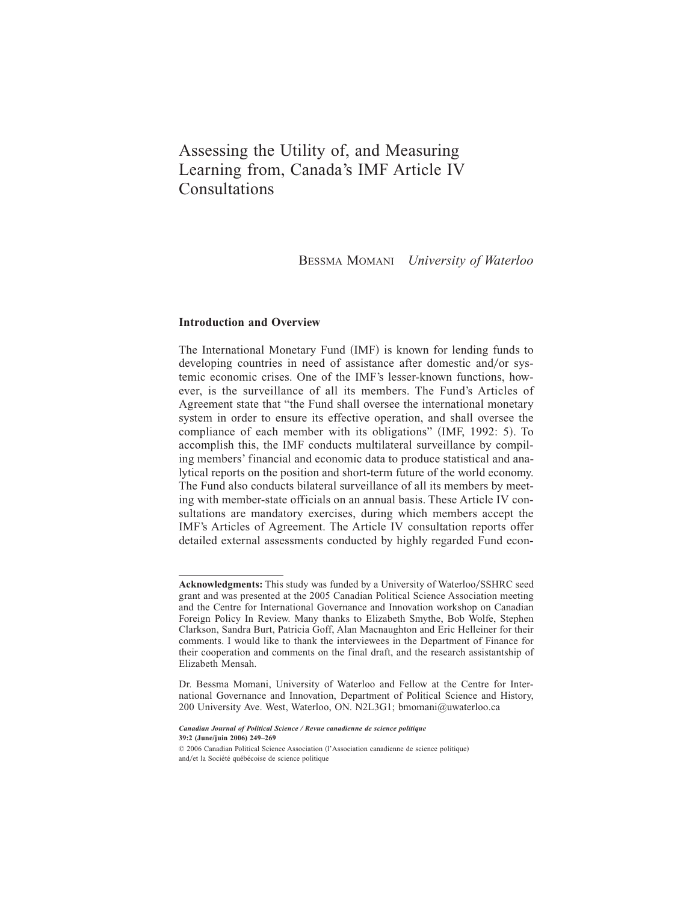# Assessing the Utility of, and Measuring Learning from, Canada's IMF Article IV Consultations

BESSMA MOMANI *University of Waterloo*

## Introduction and Overview

The International Monetary Fund (IMF) is known for lending funds to developing countries in need of assistance after domestic and/or systemic economic crises. One of the IMF's lesser-known functions, however, is the surveillance of all its members. The Fund's Articles of Agreement state that "the Fund shall oversee the international monetary system in order to ensure its effective operation, and shall oversee the compliance of each member with its obligations" (IMF, 1992: 5). To accomplish this, the IMF conducts multilateral surveillance by compiling members' financial and economic data to produce statistical and analytical reports on the position and short-term future of the world economy. The Fund also conducts bilateral surveillance of all its members by meeting with member-state officials on an annual basis. These Article IV consultations are mandatory exercises, during which members accept the IMF's Articles of Agreement. The Article IV consultation reports offer detailed external assessments conducted by highly regarded Fund econ-

---

**Acknowledgments:** This study was funded by a University of Waterloo/SSHRC seed grant and was presented at the 2005 Canadian Political Science Association meeting and the Centre for International Governance and Innovation workshop on Canadian Foreign Policy In Review. Many thanks to Elizabeth Smythe, Bob Wolfe, Stephen Clarkson, Sandra Burt, Patricia Goff, Alan Macnaughton and Eric Helleiner for their comments. I would like to thank the interviewees in the Department of Finance for their cooperation and comments on the final draft, and the research assistantship of Elizabeth Mensah.

Dr. Bessma Momani, University of Waterloo and Fellow at the Centre for International Governance and Innovation, Department of Political Science and History, 200 University Ave. West, Waterloo, ON. N2L3G1; bmomani@uwaterloo.ca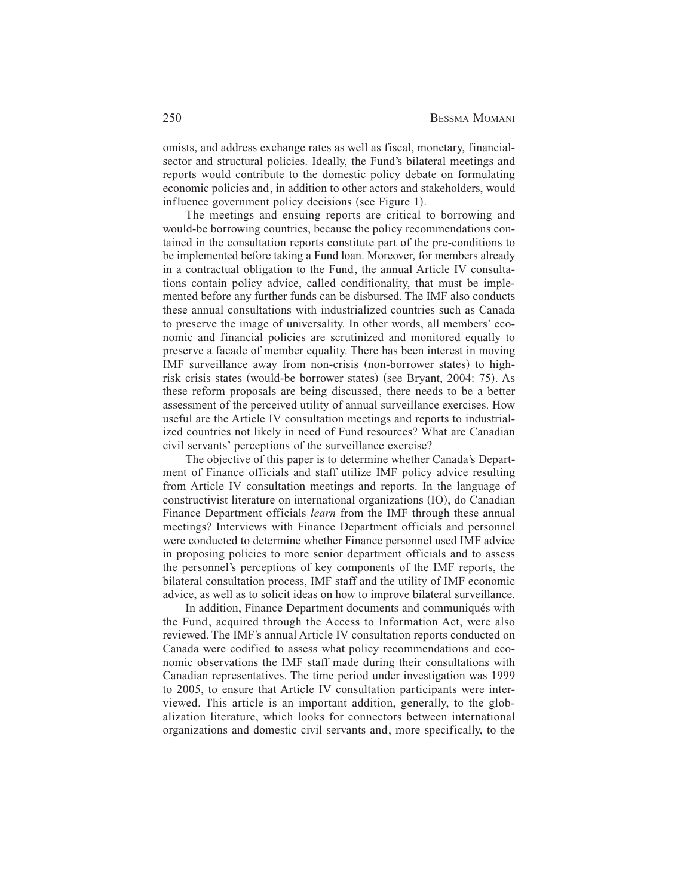omists, and address exchange rates as well as fiscal, monetary, financial-sector and structural policies. Ideally, the Fund's bilateral meetings and reports would contribute to the domestic policy debate on formulating economic policies and, in addition to other actors and stakeholders, would influence government policy decisions (see Figure 1).

The meetings and ensuing reports are critical to borrowing and would-be borrowing countries, because the policy recommendations contained in the consultation reports constitute part of the pre-conditions to be implemented before taking a Fund loan. Moreover, for members already in a contractual obligation to the Fund, the annual Article IV consultations contain policy advice, called conditionality, that must be implemented before any further funds can be disbursed. The IMF also conducts these annual consultations with industrialized countries such as Canada to preserve the image of universality. In other words, all members' economic and financial policies are scrutinized and monitored equally to preserve a facade of member equality. There has been interest in moving IMF surveillance away from non-crisis (non-borrower states) to high-risk crisis states (would-be borrower states) (see Bryant, 2004: 75). As these reform proposals are being discussed, there needs to be a better assessment of the perceived utility of annual surveillance exercises. How useful are the Article IV consultation meetings and reports to industrialized countries not likely in need of Fund resources? What are Canadian civil servants' perceptions of the surveillance exercise?

The objective of this paper is to determine whether Canada's Department of Finance officials and staff utilize IMF policy advice resulting from Article IV consultation meetings and reports. In the language of constructivist literature on international organizations (IO), do Canadian Finance Department officials *learn* from the IMF through these annual meetings? Interviews with Finance Department officials and personnel were conducted to determine whether Finance personnel used IMF advice in proposing policies to more senior department officials and to assess the personnel's perceptions of key components of the IMF reports, the bilateral consultation process, IMF staff and the utility of IMF economic advice, as well as to solicit ideas on how to improve bilateral surveillance.

In addition, Finance Department documents and communiqués with the Fund, acquired through the Access to Information Act, were also reviewed. The IMF's annual Article IV consultation reports conducted on Canada were codified to assess what policy recommendations and economic observations the IMF staff made during their consultations with Canadian representatives. The time period under investigation was 1999 to 2005, to ensure that Article IV consultation participants were interviewed. This article is an important addition, generally, to the globalization literature, which looks for connectors between international organizations and domestic civil servants and, more specifically, to the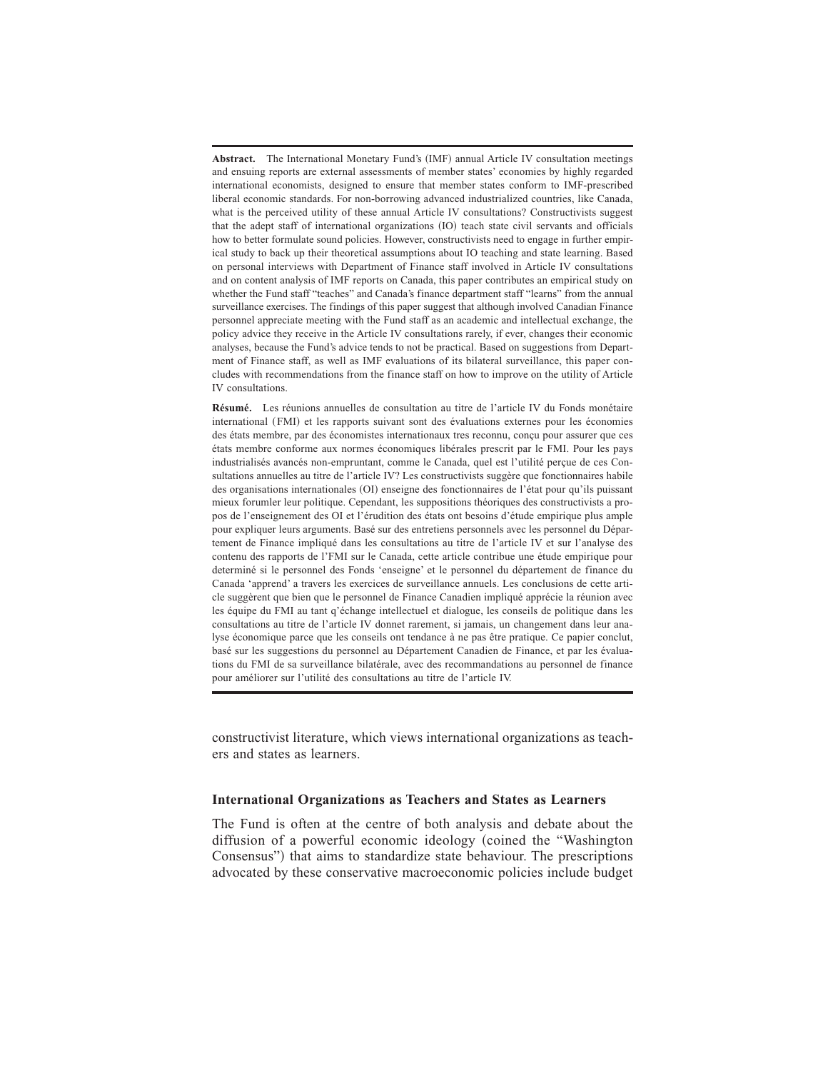**Abstract.** The International Monetary Fund's (IMF) annual Article IV consultation meetings and ensuing reports are external assessments of member states' economies by highly regarded international economists, designed to ensure that member states conform to IMF-prescribed liberal economic standards. For non-borrowing advanced industrialized countries, like Canada, what is the perceived utility of these annual Article IV consultations? Constructivists suggest that the adept staff of international organizations (IO) teach state civil servants and officials how to better formulate sound policies. However, constructivists need to engage in further empirical study to back up their theoretical assumptions about IO teaching and state learning. Based on personal interviews with Department of Finance staff involved in Article IV consultations and on content analysis of IMF reports on Canada, this paper contributes an empirical study on whether the Fund staff "teaches" and Canada's finance department staff "learns" from the annual surveillance exercises. The findings of this paper suggest that although involved Canadian Finance personnel appreciate meeting with the Fund staff as an academic and intellectual exchange, the policy advice they receive in the Article IV consultations rarely, if ever, changes their economic analyses, because the Fund's advice tends to not be practical. Based on suggestions from Department of Finance staff, as well as IMF evaluations of its bilateral surveillance, this paper concludes with recommendations from the finance staff on how to improve on the utility of Article IV consultations.

**Résumé.** Les réunions annuelles de consultation au titre de l'article IV du Fonds monétaire international (FMI) et les rapports suivant sont des évaluations externes pour les économies des états membre, par des économistes internationaux tres reconnu, conçu pour assurer que ces états membre conforme aux normes économiques libérales prescrit par le FMI. Pour les pays industrialisés avancés non-empruntant, comme le Canada, quel est l'utilité perçue de ces Consultations annuelles au titre de l'article IV? Les constructivists suggère que fonctionnaires habile des organisations internationales (OI) enseigne des fonctionnaires de l'état pour qu'ils puissant mieux forumler leur politique. Cependant, les suppositions théoriques des constructivists a propos de l'enseignement des OI et l'érudition des états ont besoins d'étude empirique plus ample pour expliquer leurs arguments. Basé sur des entretiens personnels avec les personnel du Département de Finance impliqué dans les consultations au titre de l'article IV et sur l'analyse des contenu des rapports de l'FMI sur le Canada, cette article contribue une étude empirique pour determiné si le personnel des Fonds 'enseigne' et le personnel du département de finance du Canada 'apprend' a travers les exercices de surveillance annuels. Les conclusions de cette article suggèrent que bien que le personnel de Finance Canadien impliqué apprécie la réunion avec les équipe du FMI au tant q'échange intellectuel et dialogue, les conseils de politique dans les consultations au titre de l'article IV donnet rarement, si jamais, un changement dans leur analyse économique parce que les conseils ont tendance à ne pas être pratique. Ce papier conclut, basé sur les suggestions du personnel au Département Canadien de Finance, et par les évaluations du FMI de sa surveillance bilatérale, avec des recommandations au personnel de finance pour améliorer sur l'utilité des consultations au titre de l'article IV.

constructivist literature, which views international organizations as teachers and states as learners.

## International Organizations as Teachers and States as Learners

The Fund is often at the centre of both analysis and debate about the diffusion of a powerful economic ideology (coined the "Washington Consensus") that aims to standardize state behaviour. The prescriptions advocated by these conservative macroeconomic policies include budget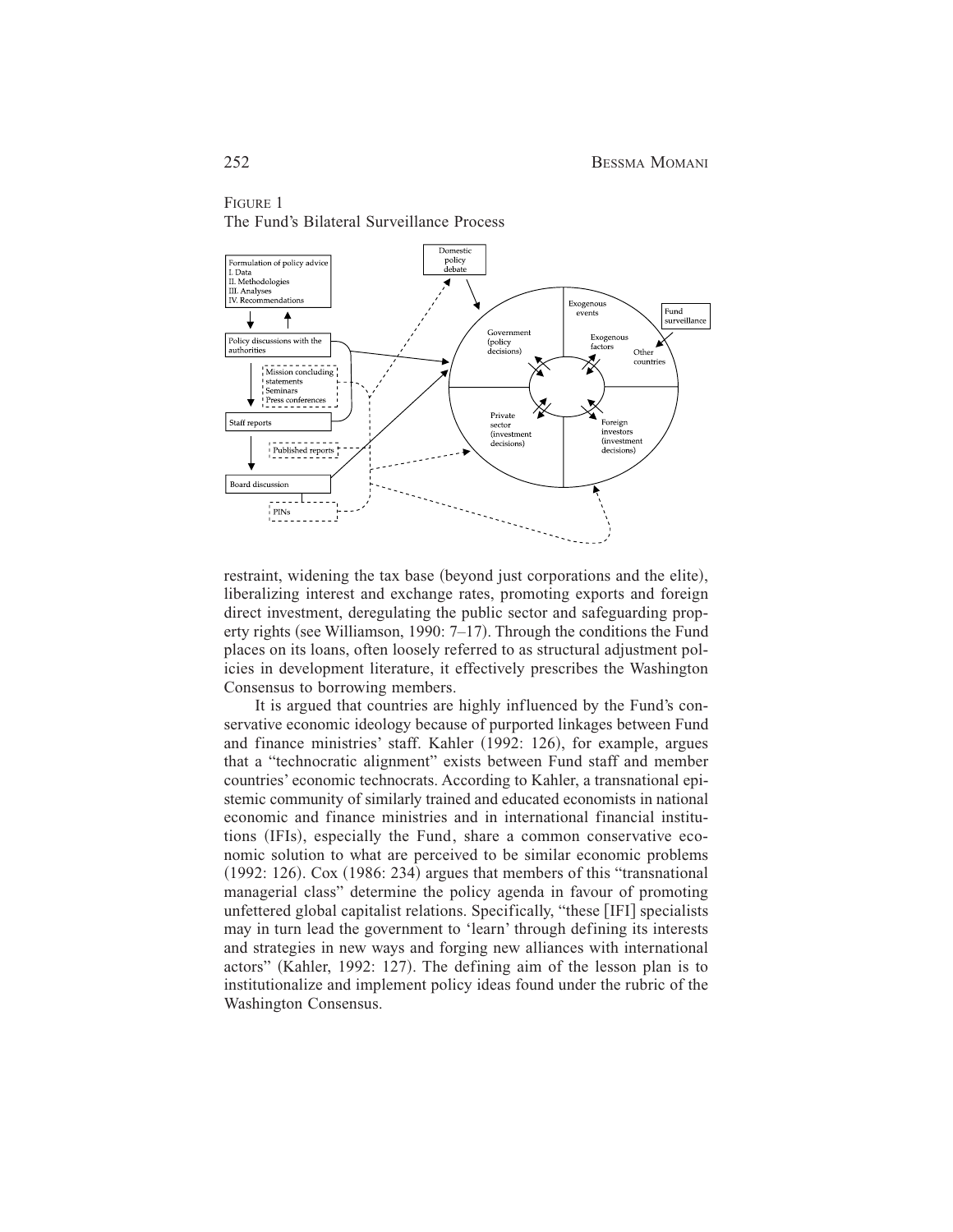FIGURE 1
The Fund's Bilateral Surveillance Process

restraint, widening the tax base (beyond just corporations and the elite), liberalizing interest and exchange rates, promoting exports and foreign direct investment, deregulating the public sector and safeguarding property rights (see Williamson, 1990: 7–17). Through the conditions the Fund places on its loans, often loosely referred to as structural adjustment policies in development literature, it effectively prescribes the Washington Consensus to borrowing members.

It is argued that countries are highly influenced by the Fund's conservative economic ideology because of purported linkages between Fund and finance ministries' staff. Kahler (1992: 126), for example, argues that a "technocratic alignment" exists between Fund staff and member countries' economic technocrats. According to Kahler, a transnational epistemic community of similarly trained and educated economists in national economic and finance ministries and in international financial institutions (IFIs), especially the Fund, share a common conservative economic solution to what are perceived to be similar economic problems (1992: 126). Cox (1986: 234) argues that members of this "transnational managerial class" determine the policy agenda in favour of promoting unfettered global capitalist relations. Specifically, "these [IFI] specialists may in turn lead the government to 'learn' through defining its interests and strategies in new ways and forging new alliances with international actors" (Kahler, 1992: 127). The defining aim of the lesson plan is to institutionalize and implement policy ideas found under the rubric of the Washington Consensus.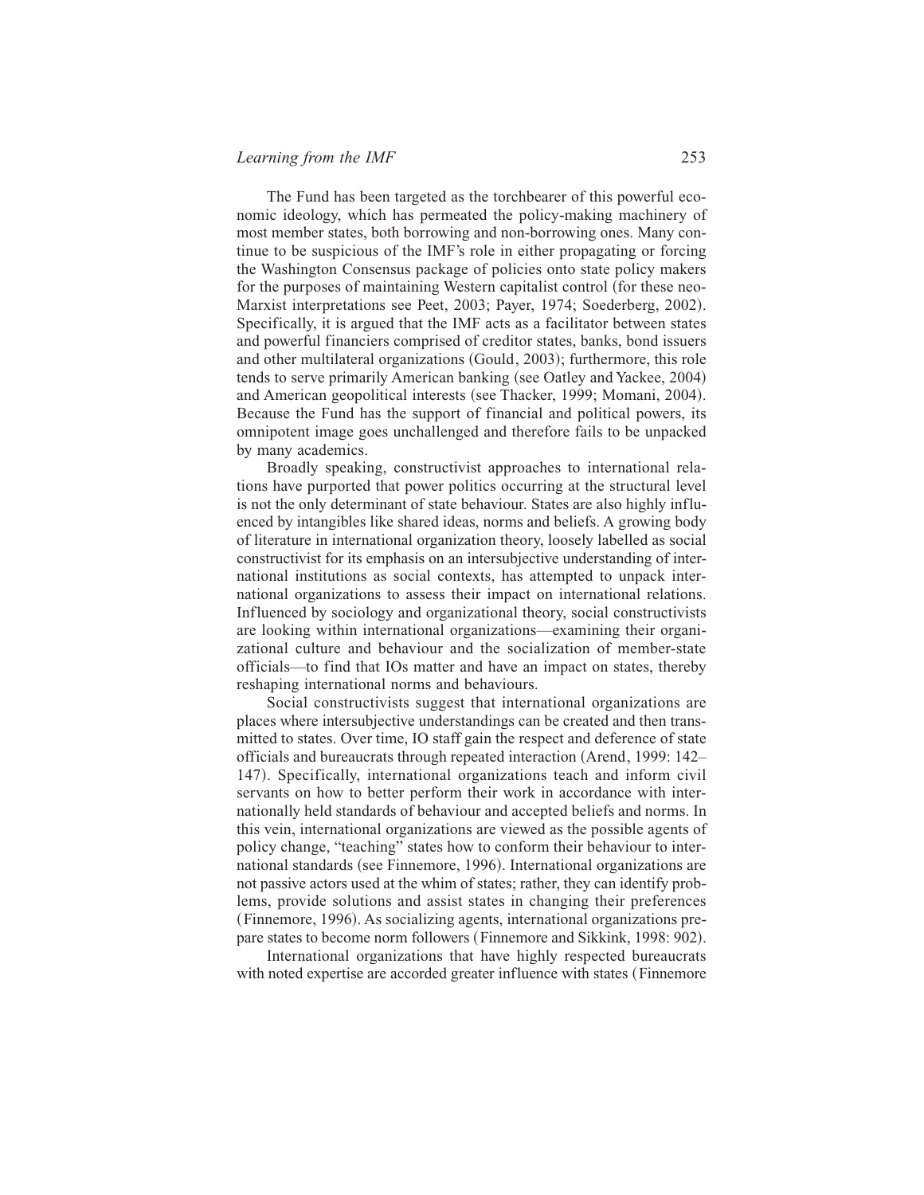The Fund has been targeted as the torchbearer of this powerful economic ideology, which has permeated the policy-making machinery of most member states, both borrowing and non-borrowing ones. Many continue to be suspicious of the IMF's role in either propagating or forcing the Washington Consensus package of policies onto state policy makers for the purposes of maintaining Western capitalist control (for these neo-Marxist interpretations see Peet, 2003; Payer, 1974; Soederberg, 2002). Specifically, it is argued that the IMF acts as a facilitator between states and powerful financiers comprised of creditor states, banks, bond issuers and other multilateral organizations (Gould, 2003); furthermore, this role tends to serve primarily American banking (see Oatley and Yackee, 2004) and American geopolitical interests (see Thacker, 1999; Momani, 2004). Because the Fund has the support of financial and political powers, its omnipotent image goes unchallenged and therefore fails to be unpacked by many academics.

Broadly speaking, constructivist approaches to international relations have purported that power politics occurring at the structural level is not the only determinant of state behaviour. States are also highly influenced by intangibles like shared ideas, norms and beliefs. A growing body of literature in international organization theory, loosely labelled as social constructivist for its emphasis on an intersubjective understanding of international institutions as social contexts, has attempted to unpack international organizations to assess their impact on international relations. Influenced by sociology and organizational theory, social constructivists are looking within international organizations—examining their organizational culture and behaviour and the socialization of member-state officials—to find that IOs matter and have an impact on states, thereby reshaping international norms and behaviours.

Social constructivists suggest that international organizations are places where intersubjective understandings can be created and then transmitted to states. Over time, IO staff gain the respect and deference of state officials and bureaucrats through repeated interaction (Arend, 1999: 142–147). Specifically, international organizations teach and inform civil servants on how to better perform their work in accordance with internationally held standards of behaviour and accepted beliefs and norms. In this vein, international organizations are viewed as the possible agents of policy change, "teaching" states how to conform their behaviour to international standards (see Finnemore, 1996). International organizations are not passive actors used at the whim of states; rather, they can identify problems, provide solutions and assist states in changing their preferences (Finnemore, 1996). As socializing agents, international organizations prepare states to become norm followers (Finnemore and Sikkink, 1998: 902).

International organizations that have highly respected bureaucrats with noted expertise are accorded greater influence with states (Finnemore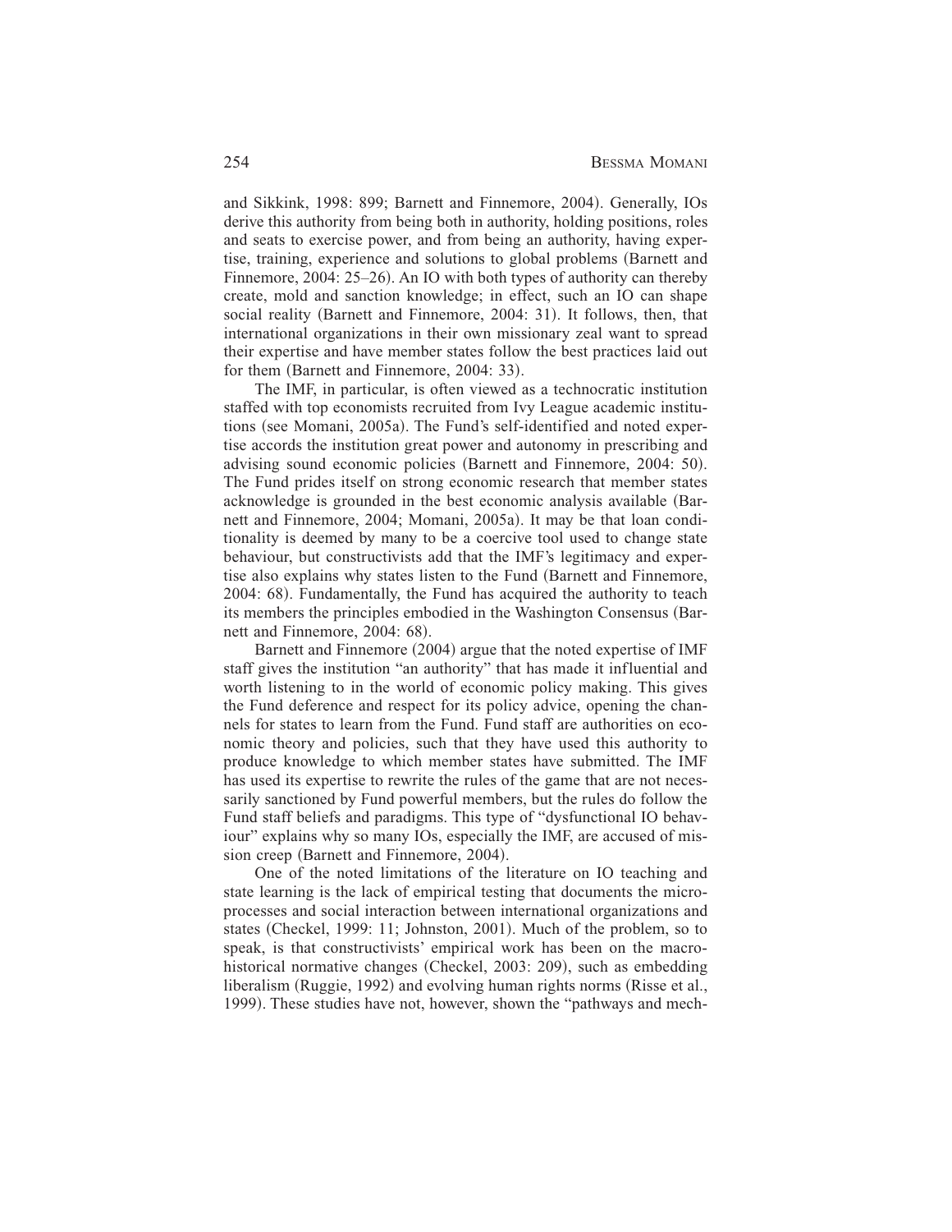and Sikkink, 1998: 899; Barnett and Finnemore, 2004). Generally, IOs derive this authority from being both in authority, holding positions, roles and seats to exercise power, and from being an authority, having expertise, training, experience and solutions to global problems (Barnett and Finnemore, 2004: 25–26). An IO with both types of authority can thereby create, mold and sanction knowledge; in effect, such an IO can shape social reality (Barnett and Finnemore, 2004: 31). It follows, then, that international organizations in their own missionary zeal want to spread their expertise and have member states follow the best practices laid out for them (Barnett and Finnemore, 2004: 33).

The IMF, in particular, is often viewed as a technocratic institution staffed with top economists recruited from Ivy League academic institutions (see Momani, 2005a). The Fund's self-identified and noted expertise accords the institution great power and autonomy in prescribing and advising sound economic policies (Barnett and Finnemore, 2004: 50). The Fund prides itself on strong economic research that member states acknowledge is grounded in the best economic analysis available (Barnett and Finnemore, 2004; Momani, 2005a). It may be that loan conditionality is deemed by many to be a coercive tool used to change state behaviour, but constructivists add that the IMF's legitimacy and expertise also explains why states listen to the Fund (Barnett and Finnemore, 2004: 68). Fundamentally, the Fund has acquired the authority to teach its members the principles embodied in the Washington Consensus (Barnett and Finnemore, 2004: 68).

Barnett and Finnemore (2004) argue that the noted expertise of IMF staff gives the institution "an authority" that has made it influential and worth listening to in the world of economic policy making. This gives the Fund deference and respect for its policy advice, opening the channels for states to learn from the Fund. Fund staff are authorities on economic theory and policies, such that they have used this authority to produce knowledge to which member states have submitted. The IMF has used its expertise to rewrite the rules of the game that are not necessarily sanctioned by Fund powerful members, but the rules do follow the Fund staff beliefs and paradigms. This type of "dysfunctional IO behaviour" explains why so many IOs, especially the IMF, are accused of mission creep (Barnett and Finnemore, 2004).

One of the noted limitations of the literature on IO teaching and state learning is the lack of empirical testing that documents the micro-processes and social interaction between international organizations and states (Checkel, 1999: 11; Johnston, 2001). Much of the problem, so to speak, is that constructivists' empirical work has been on the macro-historical normative changes (Checkel, 2003: 209), such as embedding liberalism (Ruggie, 1992) and evolving human rights norms (Risse et al., 1999). These studies have not, however, shown the "pathways and mech-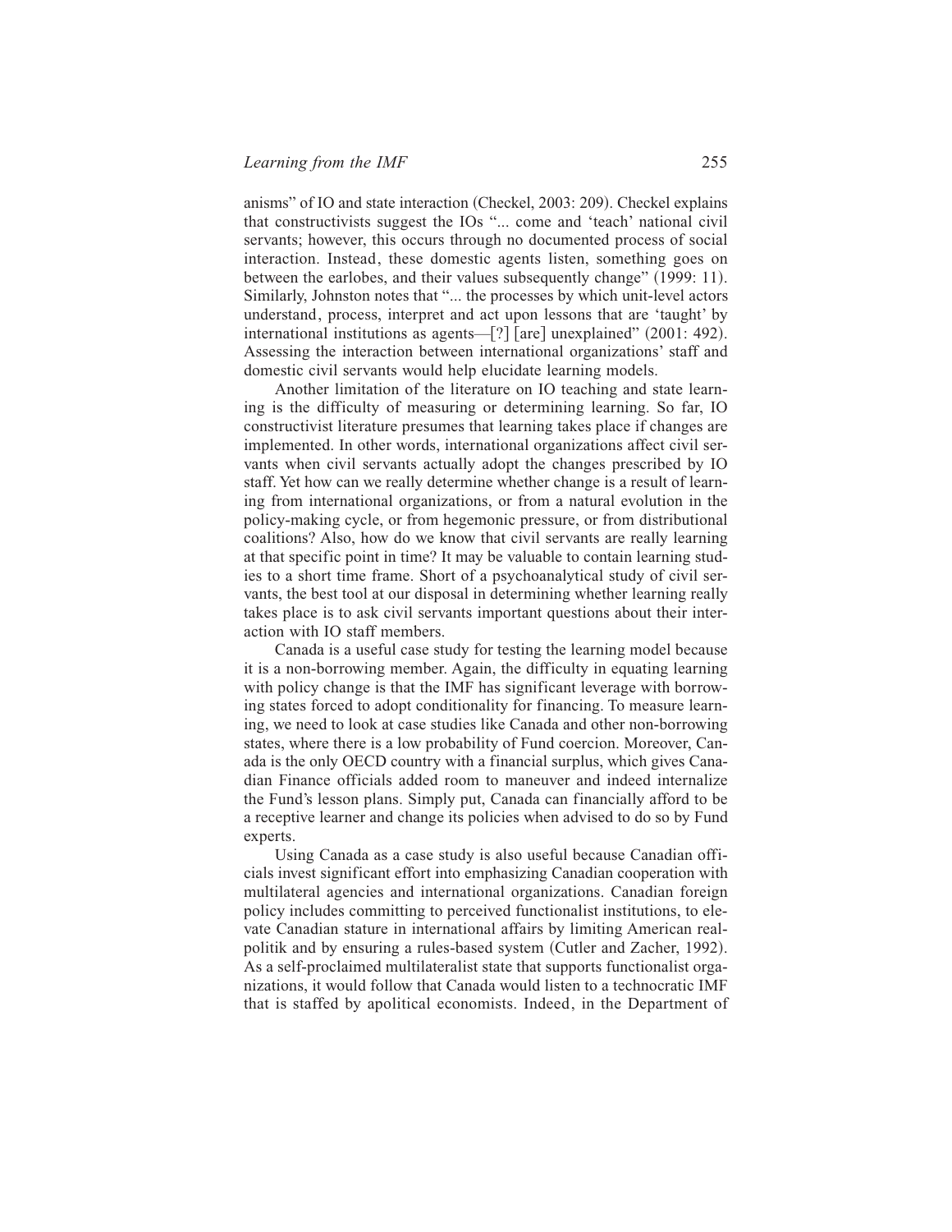anisms" of IO and state interaction (Checkel, 2003: 209). Checkel explains that constructivists suggest the IOs "... come and 'teach' national civil servants; however, this occurs through no documented process of social interaction. Instead, these domestic agents listen, something goes on between the earlobes, and their values subsequently change" (1999: 11). Similarly, Johnston notes that "... the processes by which unit-level actors understand, process, interpret and act upon lessons that are 'taught' by international institutions as agents—[?] [are] unexplained" (2001: 492). Assessing the interaction between international organizations' staff and domestic civil servants would help elucidate learning models.

Another limitation of the literature on IO teaching and state learning is the difficulty of measuring or determining learning. So far, IO constructivist literature presumes that learning takes place if changes are implemented. In other words, international organizations affect civil servants when civil servants actually adopt the changes prescribed by IO staff. Yet how can we really determine whether change is a result of learning from international organizations, or from a natural evolution in the policy-making cycle, or from hegemonic pressure, or from distributional coalitions? Also, how do we know that civil servants are really learning at that specific point in time? It may be valuable to contain learning studies to a short time frame. Short of a psychoanalytical study of civil servants, the best tool at our disposal in determining whether learning really takes place is to ask civil servants important questions about their interaction with IO staff members.

Canada is a useful case study for testing the learning model because it is a non-borrowing member. Again, the difficulty in equating learning with policy change is that the IMF has significant leverage with borrowing states forced to adopt conditionality for financing. To measure learning, we need to look at case studies like Canada and other non-borrowing states, where there is a low probability of Fund coercion. Moreover, Canada is the only OECD country with a financial surplus, which gives Canadian Finance officials added room to maneuver and indeed internalize the Fund's lesson plans. Simply put, Canada can financially afford to be a receptive learner and change its policies when advised to do so by Fund experts.

Using Canada as a case study is also useful because Canadian officials invest significant effort into emphasizing Canadian cooperation with multilateral agencies and international organizations. Canadian foreign policy includes committing to perceived functionalist institutions, to elevate Canadian stature in international affairs by limiting American realpolitik and by ensuring a rules-based system (Cutler and Zacher, 1992). As a self-proclaimed multilateralist state that supports functionalist organizations, it would follow that Canada would listen to a technocratic IMF that is staffed by apolitical economists. Indeed, in the Department of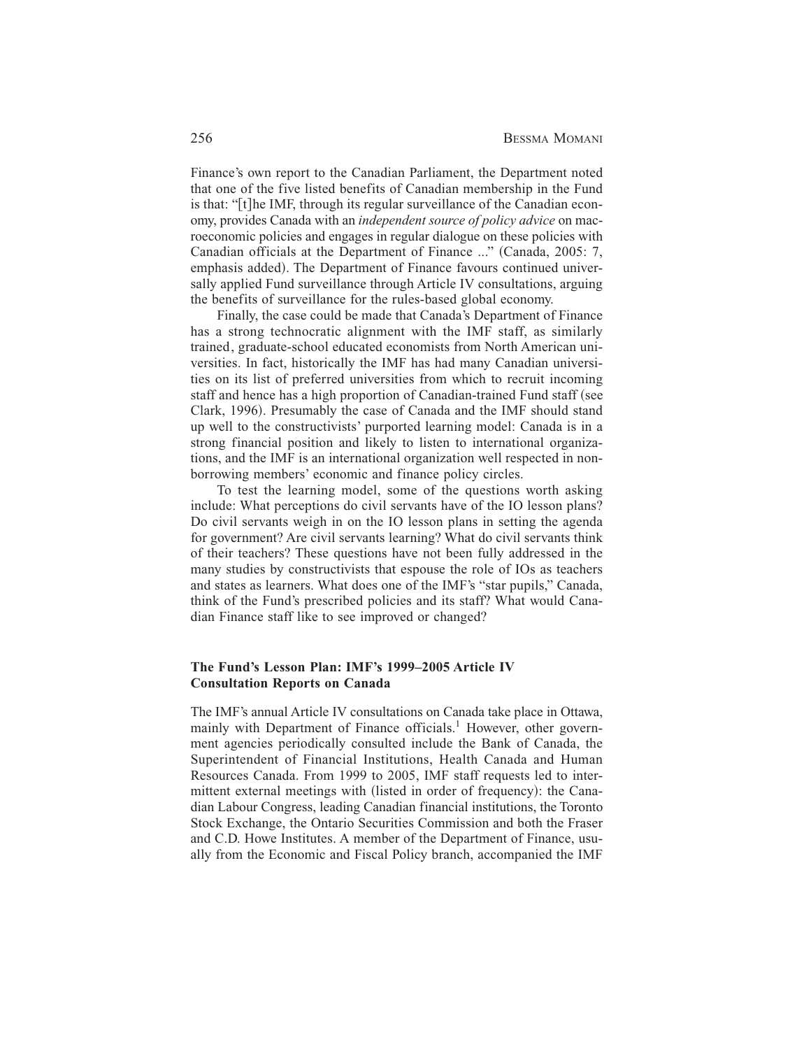Finance's own report to the Canadian Parliament, the Department noted that one of the five listed benefits of Canadian membership in the Fund is that: "[t]he IMF, through its regular surveillance of the Canadian economy, provides Canada with an *independent source of policy advice* on macroeconomic policies and engages in regular dialogue on these policies with Canadian officials at the Department of Finance ..." (Canada, 2005: 7, emphasis added). The Department of Finance favours continued universally applied Fund surveillance through Article IV consultations, arguing the benefits of surveillance for the rules-based global economy.

Finally, the case could be made that Canada's Department of Finance has a strong technocratic alignment with the IMF staff, as similarly trained, graduate-school educated economists from North American universities. In fact, historically the IMF has had many Canadian universities on its list of preferred universities from which to recruit incoming staff and hence has a high proportion of Canadian-trained Fund staff (see Clark, 1996). Presumably the case of Canada and the IMF should stand up well to the constructivists' purported learning model: Canada is in a strong financial position and likely to listen to international organizations, and the IMF is an international organization well respected in non-borrowing members' economic and finance policy circles.

To test the learning model, some of the questions worth asking include: What perceptions do civil servants have of the IO lesson plans? Do civil servants weigh in on the IO lesson plans in setting the agenda for government? Are civil servants learning? What do civil servants think of their teachers? These questions have not been fully addressed in the many studies by constructivists that espouse the role of IOs as teachers and states as learners. What does one of the IMF's "star pupils," Canada, think of the Fund's prescribed policies and its staff? What would Canadian Finance staff like to see improved or changed?

### The Fund's Lesson Plan: IMF's 1999–2005 Article IV Consultation Reports on Canada

The IMF's annual Article IV consultations on Canada take place in Ottawa, mainly with Department of Finance officials.[1] However, other government agencies periodically consulted include the Bank of Canada, the Superintendent of Financial Institutions, Health Canada and Human Resources Canada. From 1999 to 2005, IMF staff requests led to intermittent external meetings with (listed in order of frequency): the Canadian Labour Congress, leading Canadian financial institutions, the Toronto Stock Exchange, the Ontario Securities Commission and both the Fraser and C.D. Howe Institutes. A member of the Department of Finance, usually from the Economic and Fiscal Policy branch, accompanied the IMF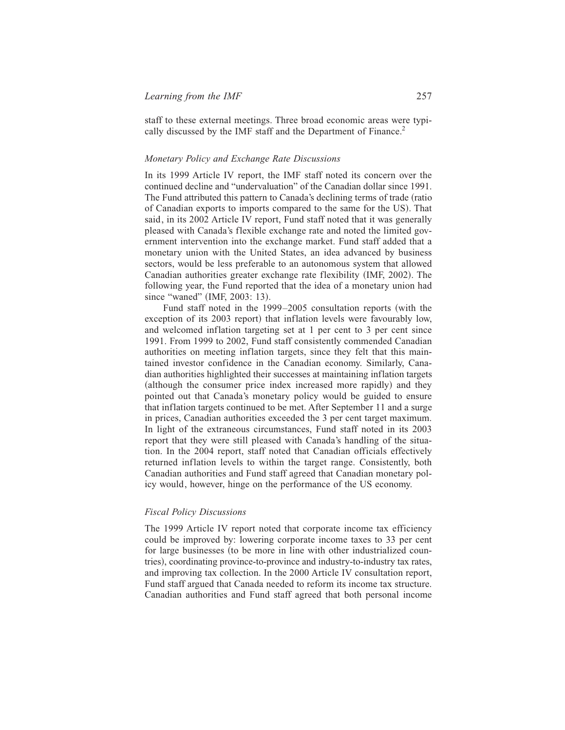staff to these external meetings. Three broad economic areas were typically discussed by the IMF staff and the Department of Finance.[2]

### *Monetary Policy and Exchange Rate Discussions*

In its 1999 Article IV report, the IMF staff noted its concern over the continued decline and "undervaluation" of the Canadian dollar since 1991. The Fund attributed this pattern to Canada's declining terms of trade (ratio of Canadian exports to imports compared to the same for the US). That said, in its 2002 Article IV report, Fund staff noted that it was generally pleased with Canada's flexible exchange rate and noted the limited government intervention into the exchange market. Fund staff added that a monetary union with the United States, an idea advanced by business sectors, would be less preferable to an autonomous system that allowed Canadian authorities greater exchange rate flexibility (IMF, 2002). The following year, the Fund reported that the idea of a monetary union had since "waned" (IMF, 2003: 13).

Fund staff noted in the 1999–2005 consultation reports (with the exception of its 2003 report) that inflation levels were favourably low, and welcomed inflation targeting set at 1 per cent to 3 per cent since 1991. From 1999 to 2002, Fund staff consistently commended Canadian authorities on meeting inflation targets, since they felt that this maintained investor confidence in the Canadian economy. Similarly, Canadian authorities highlighted their successes at maintaining inflation targets (although the consumer price index increased more rapidly) and they pointed out that Canada's monetary policy would be guided to ensure that inflation targets continued to be met. After September 11 and a surge in prices, Canadian authorities exceeded the 3 per cent target maximum. In light of the extraneous circumstances, Fund staff noted in its 2003 report that they were still pleased with Canada's handling of the situation. In the 2004 report, staff noted that Canadian officials effectively returned inflation levels to within the target range. Consistently, both Canadian authorities and Fund staff agreed that Canadian monetary policy would, however, hinge on the performance of the US economy.

### *Fiscal Policy Discussions*

The 1999 Article IV report noted that corporate income tax efficiency could be improved by: lowering corporate income taxes to 33 per cent for large businesses (to be more in line with other industrialized countries), coordinating province-to-province and industry-to-industry tax rates, and improving tax collection. In the 2000 Article IV consultation report, Fund staff argued that Canada needed to reform its income tax structure. Canadian authorities and Fund staff agreed that both personal income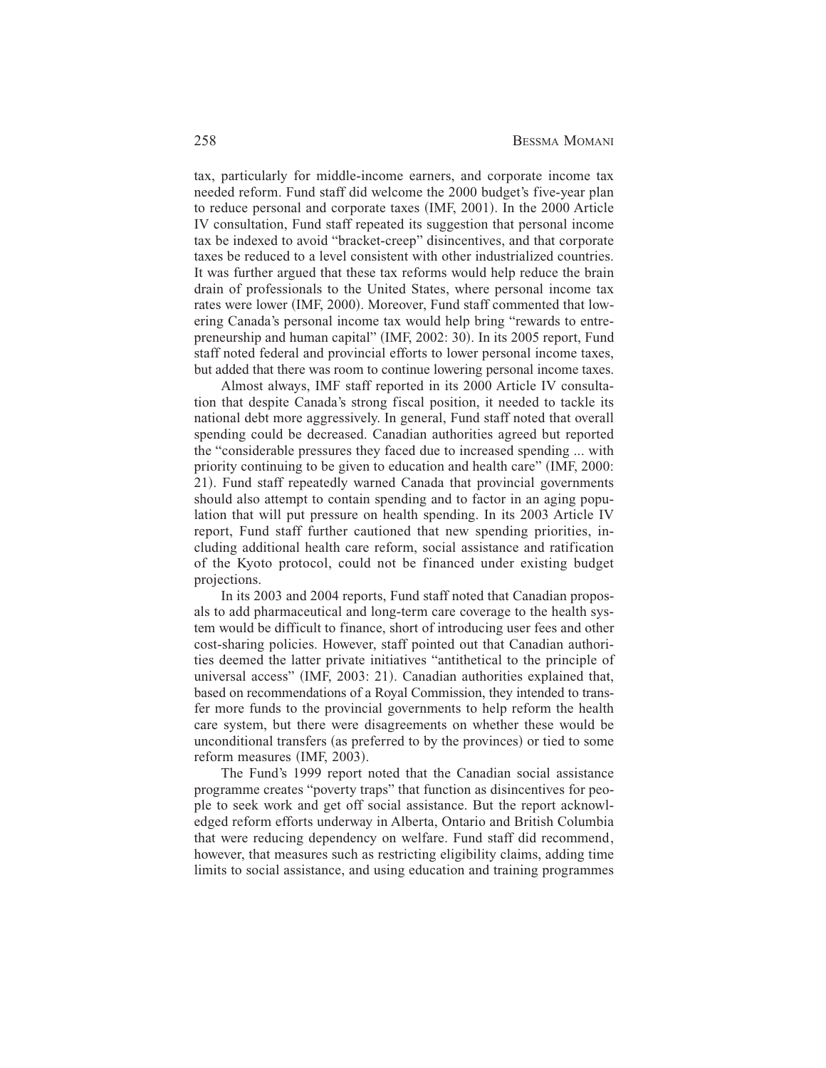tax, particularly for middle-income earners, and corporate income tax needed reform. Fund staff did welcome the 2000 budget's five-year plan to reduce personal and corporate taxes (IMF, 2001). In the 2000 Article IV consultation, Fund staff repeated its suggestion that personal income tax be indexed to avoid "bracket-creep" disincentives, and that corporate taxes be reduced to a level consistent with other industrialized countries. It was further argued that these tax reforms would help reduce the brain drain of professionals to the United States, where personal income tax rates were lower (IMF, 2000). Moreover, Fund staff commented that lowering Canada's personal income tax would help bring "rewards to entrepreneurship and human capital" (IMF, 2002: 30). In its 2005 report, Fund staff noted federal and provincial efforts to lower personal income taxes, but added that there was room to continue lowering personal income taxes.

Almost always, IMF staff reported in its 2000 Article IV consultation that despite Canada's strong fiscal position, it needed to tackle its national debt more aggressively. In general, Fund staff noted that overall spending could be decreased. Canadian authorities agreed but reported the "considerable pressures they faced due to increased spending ... with priority continuing to be given to education and health care" (IMF, 2000: 21). Fund staff repeatedly warned Canada that provincial governments should also attempt to contain spending and to factor in an aging population that will put pressure on health spending. In its 2003 Article IV report, Fund staff further cautioned that new spending priorities, including additional health care reform, social assistance and ratification of the Kyoto protocol, could not be financed under existing budget projections.

In its 2003 and 2004 reports, Fund staff noted that Canadian proposals to add pharmaceutical and long-term care coverage to the health system would be difficult to finance, short of introducing user fees and other cost-sharing policies. However, staff pointed out that Canadian authorities deemed the latter private initiatives "antithetical to the principle of universal access" (IMF, 2003: 21). Canadian authorities explained that, based on recommendations of a Royal Commission, they intended to transfer more funds to the provincial governments to help reform the health care system, but there were disagreements on whether these would be unconditional transfers (as preferred to by the provinces) or tied to some reform measures (IMF, 2003).

The Fund's 1999 report noted that the Canadian social assistance programme creates "poverty traps" that function as disincentives for people to seek work and get off social assistance. But the report acknowledged reform efforts underway in Alberta, Ontario and British Columbia that were reducing dependency on welfare. Fund staff did recommend, however, that measures such as restricting eligibility claims, adding time limits to social assistance, and using education and training programmes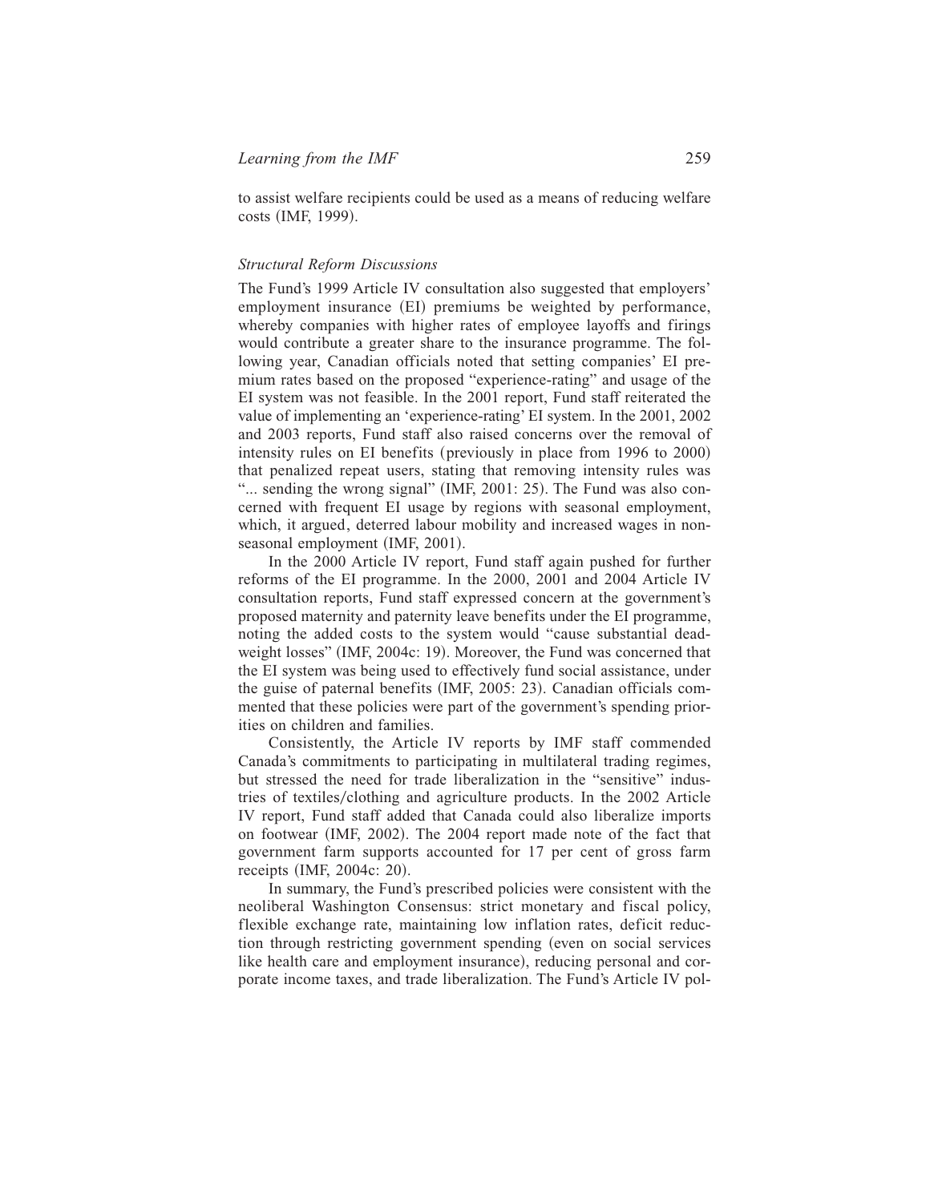to assist welfare recipients could be used as a means of reducing welfare costs (IMF, 1999).

### *Structural Reform Discussions*

The Fund's 1999 Article IV consultation also suggested that employers' employment insurance (EI) premiums be weighted by performance, whereby companies with higher rates of employee layoffs and firings would contribute a greater share to the insurance programme. The following year, Canadian officials noted that setting companies' EI premium rates based on the proposed "experience-rating" and usage of the EI system was not feasible. In the 2001 report, Fund staff reiterated the value of implementing an 'experience-rating' EI system. In the 2001, 2002 and 2003 reports, Fund staff also raised concerns over the removal of intensity rules on EI benefits (previously in place from 1996 to 2000) that penalized repeat users, stating that removing intensity rules was "... sending the wrong signal" (IMF, 2001: 25). The Fund was also concerned with frequent EI usage by regions with seasonal employment, which, it argued, deterred labour mobility and increased wages in non-seasonal employment (IMF, 2001).

In the 2000 Article IV report, Fund staff again pushed for further reforms of the EI programme. In the 2000, 2001 and 2004 Article IV consultation reports, Fund staff expressed concern at the government's proposed maternity and paternity leave benefits under the EI programme, noting the added costs to the system would "cause substantial deadweight losses" (IMF, 2004c: 19). Moreover, the Fund was concerned that the EI system was being used to effectively fund social assistance, under the guise of paternal benefits (IMF, 2005: 23). Canadian officials commented that these policies were part of the government's spending priorities on children and families.

Consistently, the Article IV reports by IMF staff commended Canada's commitments to participating in multilateral trading regimes, but stressed the need for trade liberalization in the "sensitive" industries of textiles/clothing and agriculture products. In the 2002 Article IV report, Fund staff added that Canada could also liberalize imports on footwear (IMF, 2002). The 2004 report made note of the fact that government farm supports accounted for 17 per cent of gross farm receipts (IMF, 2004c: 20).

In summary, the Fund's prescribed policies were consistent with the neoliberal Washington Consensus: strict monetary and fiscal policy, flexible exchange rate, maintaining low inflation rates, deficit reduction through restricting government spending (even on social services like health care and employment insurance), reducing personal and corporate income taxes, and trade liberalization. The Fund's Article IV pol-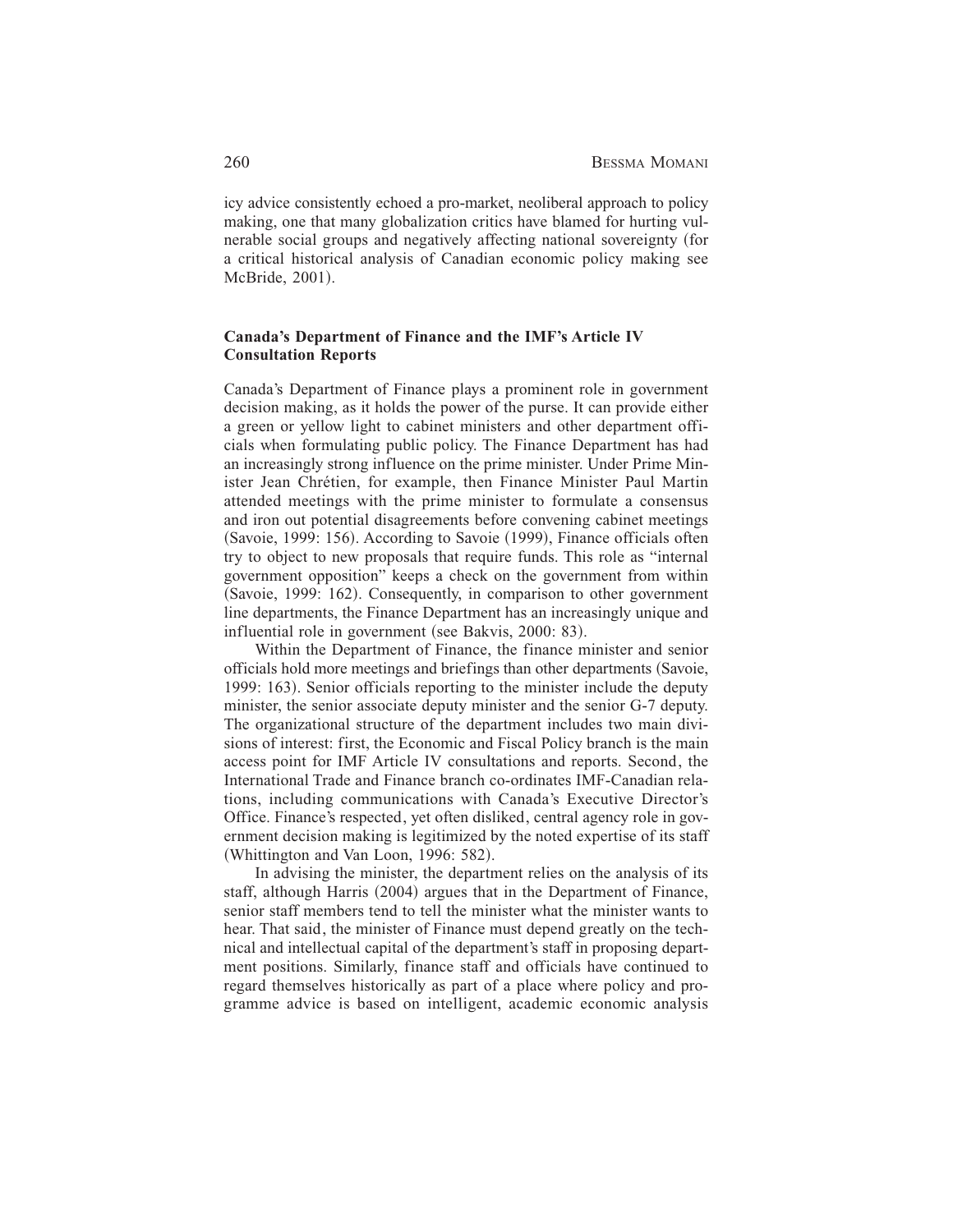icy advice consistently echoed a pro-market, neoliberal approach to policy making, one that many globalization critics have blamed for hurting vulnerable social groups and negatively affecting national sovereignty (for a critical historical analysis of Canadian economic policy making see McBride, 2001).

## Canada's Department of Finance and the IMF's Article IV Consultation Reports

Canada's Department of Finance plays a prominent role in government decision making, as it holds the power of the purse. It can provide either a green or yellow light to cabinet ministers and other department officials when formulating public policy. The Finance Department has had an increasingly strong influence on the prime minister. Under Prime Minister Jean Chrétien, for example, then Finance Minister Paul Martin attended meetings with the prime minister to formulate a consensus and iron out potential disagreements before convening cabinet meetings (Savoie, 1999: 156). According to Savoie (1999), Finance officials often try to object to new proposals that require funds. This role as "internal government opposition" keeps a check on the government from within (Savoie, 1999: 162). Consequently, in comparison to other government line departments, the Finance Department has an increasingly unique and influential role in government (see Bakvis, 2000: 83).

Within the Department of Finance, the finance minister and senior officials hold more meetings and briefings than other departments (Savoie, 1999: 163). Senior officials reporting to the minister include the deputy minister, the senior associate deputy minister and the senior G-7 deputy. The organizational structure of the department includes two main divisions of interest: first, the Economic and Fiscal Policy branch is the main access point for IMF Article IV consultations and reports. Second, the International Trade and Finance branch co-ordinates IMF-Canadian relations, including communications with Canada's Executive Director's Office. Finance's respected, yet often disliked, central agency role in government decision making is legitimized by the noted expertise of its staff (Whittington and Van Loon, 1996: 582).

In advising the minister, the department relies on the analysis of its staff, although Harris (2004) argues that in the Department of Finance, senior staff members tend to tell the minister what the minister wants to hear. That said, the minister of Finance must depend greatly on the technical and intellectual capital of the department's staff in proposing department positions. Similarly, finance staff and officials have continued to regard themselves historically as part of a place where policy and programme advice is based on intelligent, academic economic analysis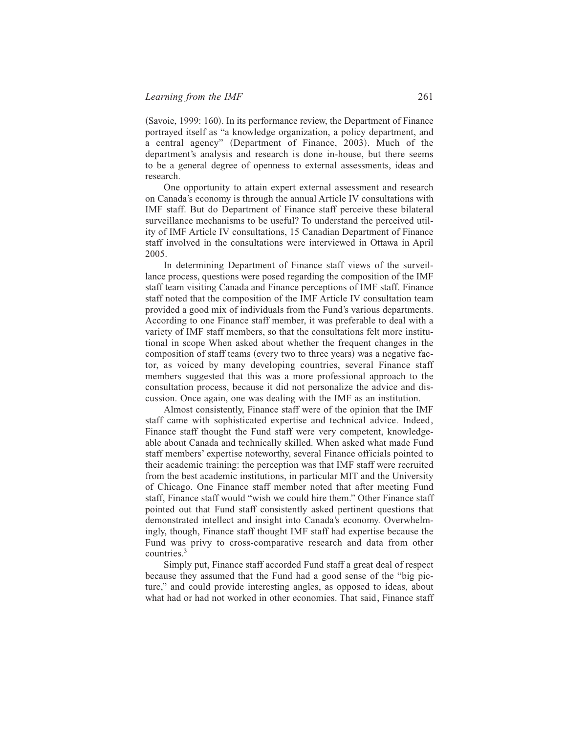(Savoie, 1999: 160). In its performance review, the Department of Finance portrayed itself as "a knowledge organization, a policy department, and a central agency" (Department of Finance, 2003). Much of the department's analysis and research is done in-house, but there seems to be a general degree of openness to external assessments, ideas and research.

One opportunity to attain expert external assessment and research on Canada's economy is through the annual Article IV consultations with IMF staff. But do Department of Finance staff perceive these bilateral surveillance mechanisms to be useful? To understand the perceived utility of IMF Article IV consultations, 15 Canadian Department of Finance staff involved in the consultations were interviewed in Ottawa in April 2005.

In determining Department of Finance staff views of the surveillance process, questions were posed regarding the composition of the IMF staff team visiting Canada and Finance perceptions of IMF staff. Finance staff noted that the composition of the IMF Article IV consultation team provided a good mix of individuals from the Fund's various departments. According to one Finance staff member, it was preferable to deal with a variety of IMF staff members, so that the consultations felt more institutional in scope When asked about whether the frequent changes in the composition of staff teams (every two to three years) was a negative factor, as voiced by many developing countries, several Finance staff members suggested that this was a more professional approach to the consultation process, because it did not personalize the advice and discussion. Once again, one was dealing with the IMF as an institution.

Almost consistently, Finance staff were of the opinion that the IMF staff came with sophisticated expertise and technical advice. Indeed, Finance staff thought the Fund staff were very competent, knowledgeable about Canada and technically skilled. When asked what made Fund staff members' expertise noteworthy, several Finance officials pointed to their academic training: the perception was that IMF staff were recruited from the best academic institutions, in particular MIT and the University of Chicago. One Finance staff member noted that after meeting Fund staff, Finance staff would "wish we could hire them." Other Finance staff pointed out that Fund staff consistently asked pertinent questions that demonstrated intellect and insight into Canada's economy. Overwhelmingly, though, Finance staff thought IMF staff had expertise because the Fund was privy to cross-comparative research and data from other countries.[3]

Simply put, Finance staff accorded Fund staff a great deal of respect because they assumed that the Fund had a good sense of the "big picture," and could provide interesting angles, as opposed to ideas, about what had or had not worked in other economies. That said, Finance staff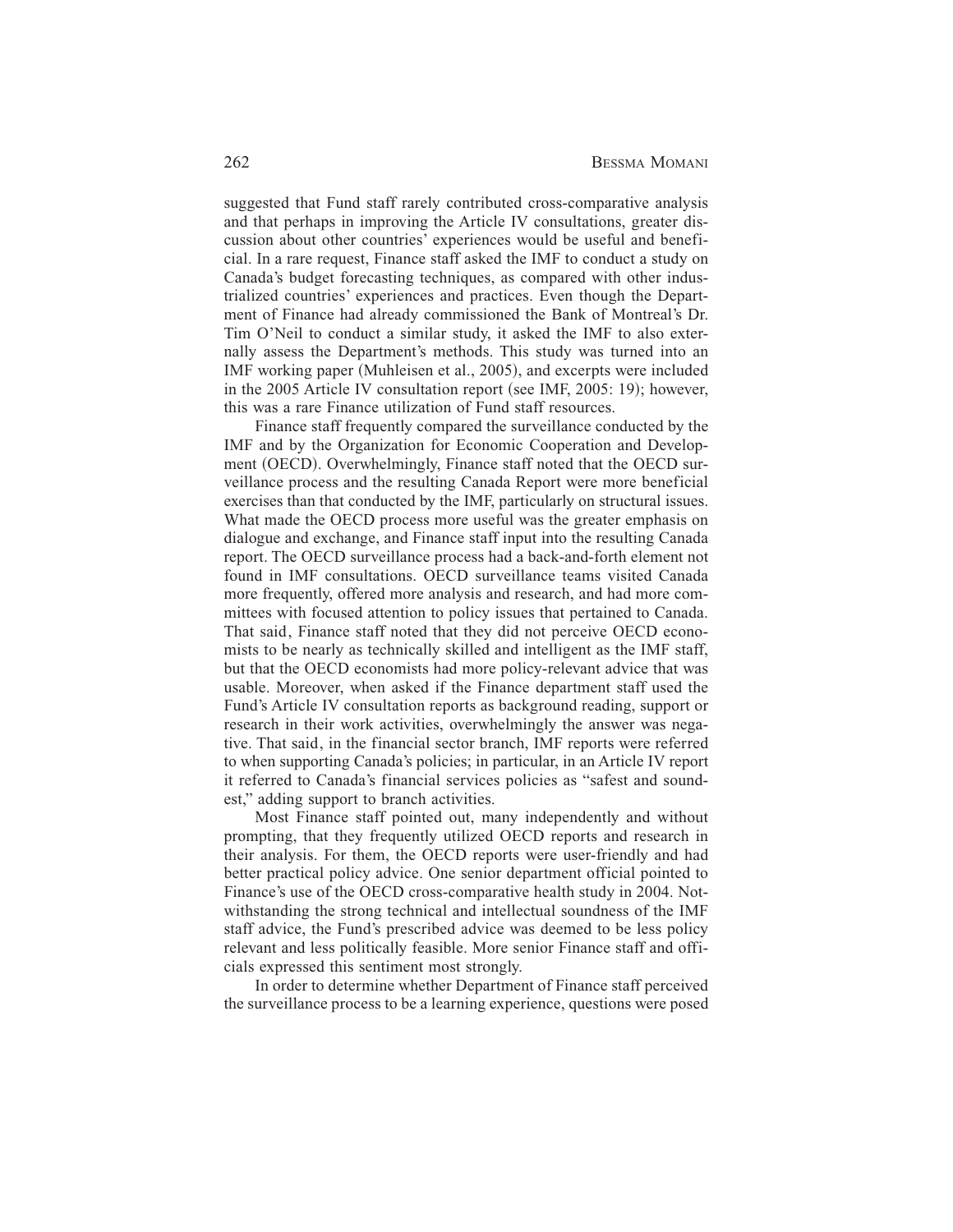suggested that Fund staff rarely contributed cross-comparative analysis and that perhaps in improving the Article IV consultations, greater discussion about other countries' experiences would be useful and beneficial. In a rare request, Finance staff asked the IMF to conduct a study on Canada's budget forecasting techniques, as compared with other industrialized countries' experiences and practices. Even though the Department of Finance had already commissioned the Bank of Montreal's Dr. Tim O'Neil to conduct a similar study, it asked the IMF to also externally assess the Department's methods. This study was turned into an IMF working paper (Muhleisen et al., 2005), and excerpts were included in the 2005 Article IV consultation report (see IMF, 2005: 19); however, this was a rare Finance utilization of Fund staff resources.

Finance staff frequently compared the surveillance conducted by the IMF and by the Organization for Economic Cooperation and Development (OECD). Overwhelmingly, Finance staff noted that the OECD surveillance process and the resulting Canada Report were more beneficial exercises than that conducted by the IMF, particularly on structural issues. What made the OECD process more useful was the greater emphasis on dialogue and exchange, and Finance staff input into the resulting Canada report. The OECD surveillance process had a back-and-forth element not found in IMF consultations. OECD surveillance teams visited Canada more frequently, offered more analysis and research, and had more committees with focused attention to policy issues that pertained to Canada. That said, Finance staff noted that they did not perceive OECD economists to be nearly as technically skilled and intelligent as the IMF staff, but that the OECD economists had more policy-relevant advice that was usable. Moreover, when asked if the Finance department staff used the Fund's Article IV consultation reports as background reading, support or research in their work activities, overwhelmingly the answer was negative. That said, in the financial sector branch, IMF reports were referred to when supporting Canada's policies; in particular, in an Article IV report it referred to Canada's financial services policies as "safest and soundest," adding support to branch activities.

Most Finance staff pointed out, many independently and without prompting, that they frequently utilized OECD reports and research in their analysis. For them, the OECD reports were user-friendly and had better practical policy advice. One senior department official pointed to Finance's use of the OECD cross-comparative health study in 2004. Notwithstanding the strong technical and intellectual soundness of the IMF staff advice, the Fund's prescribed advice was deemed to be less policy relevant and less politically feasible. More senior Finance staff and officials expressed this sentiment most strongly.

In order to determine whether Department of Finance staff perceived the surveillance process to be a learning experience, questions were posed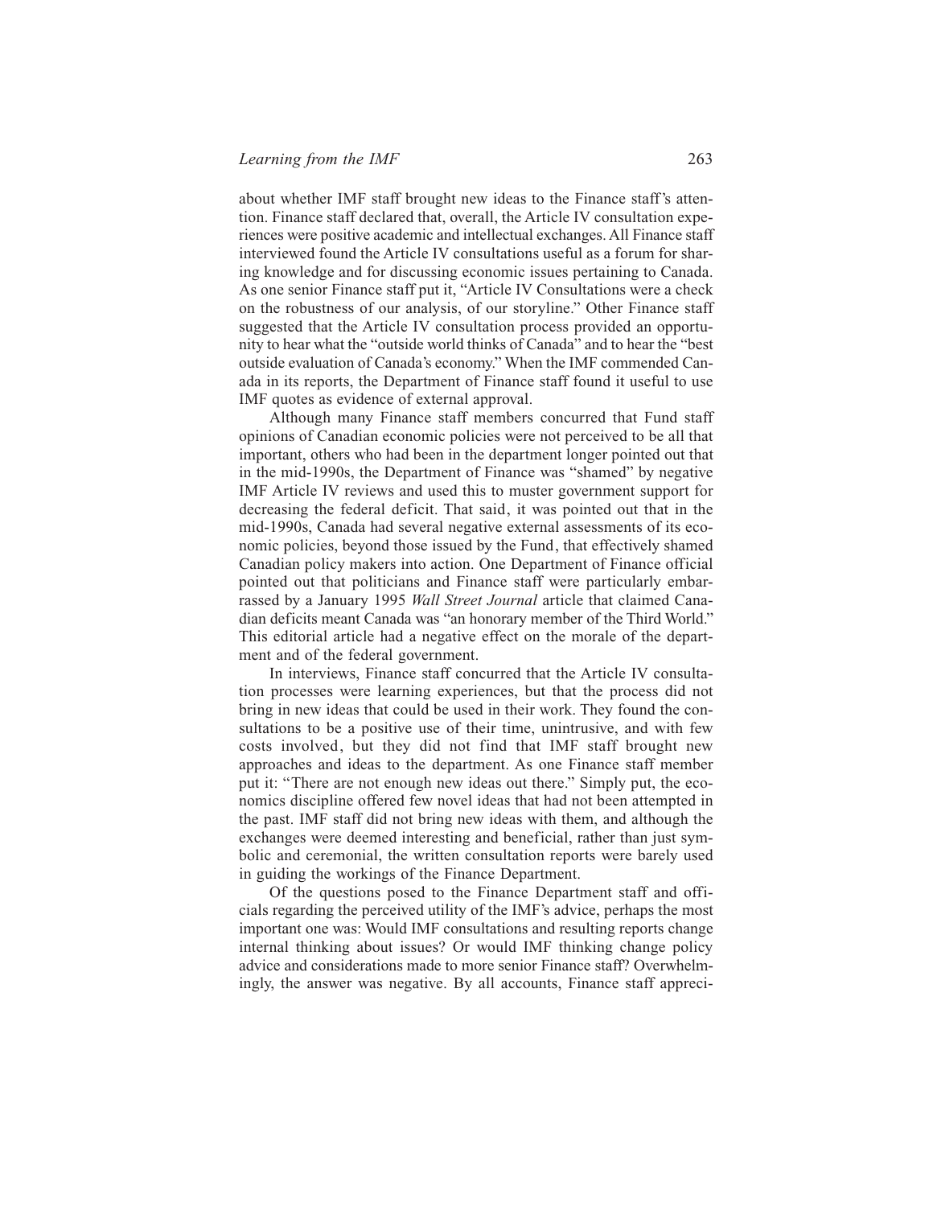about whether IMF staff brought new ideas to the Finance staff's attention. Finance staff declared that, overall, the Article IV consultation experiences were positive academic and intellectual exchanges. All Finance staff interviewed found the Article IV consultations useful as a forum for sharing knowledge and for discussing economic issues pertaining to Canada. As one senior Finance staff put it, "Article IV Consultations were a check on the robustness of our analysis, of our storyline." Other Finance staff suggested that the Article IV consultation process provided an opportunity to hear what the "outside world thinks of Canada" and to hear the "best outside evaluation of Canada's economy." When the IMF commended Canada in its reports, the Department of Finance staff found it useful to use IMF quotes as evidence of external approval.

Although many Finance staff members concurred that Fund staff opinions of Canadian economic policies were not perceived to be all that important, others who had been in the department longer pointed out that in the mid-1990s, the Department of Finance was "shamed" by negative IMF Article IV reviews and used this to muster government support for decreasing the federal deficit. That said, it was pointed out that in the mid-1990s, Canada had several negative external assessments of its economic policies, beyond those issued by the Fund, that effectively shamed Canadian policy makers into action. One Department of Finance official pointed out that politicians and Finance staff were particularly embarrassed by a January 1995 *Wall Street Journal* article that claimed Canadian deficits meant Canada was "an honorary member of the Third World." This editorial article had a negative effect on the morale of the department and of the federal government.

In interviews, Finance staff concurred that the Article IV consultation processes were learning experiences, but that the process did not bring in new ideas that could be used in their work. They found the consultations to be a positive use of their time, unintrusive, and with few costs involved, but they did not find that IMF staff brought new approaches and ideas to the department. As one Finance staff member put it: "There are not enough new ideas out there." Simply put, the economics discipline offered few novel ideas that had not been attempted in the past. IMF staff did not bring new ideas with them, and although the exchanges were deemed interesting and beneficial, rather than just symbolic and ceremonial, the written consultation reports were barely used in guiding the workings of the Finance Department.

Of the questions posed to the Finance Department staff and officials regarding the perceived utility of the IMF's advice, perhaps the most important one was: Would IMF consultations and resulting reports change internal thinking about issues? Or would IMF thinking change policy advice and considerations made to more senior Finance staff? Overwhelmingly, the answer was negative. By all accounts, Finance staff appreci-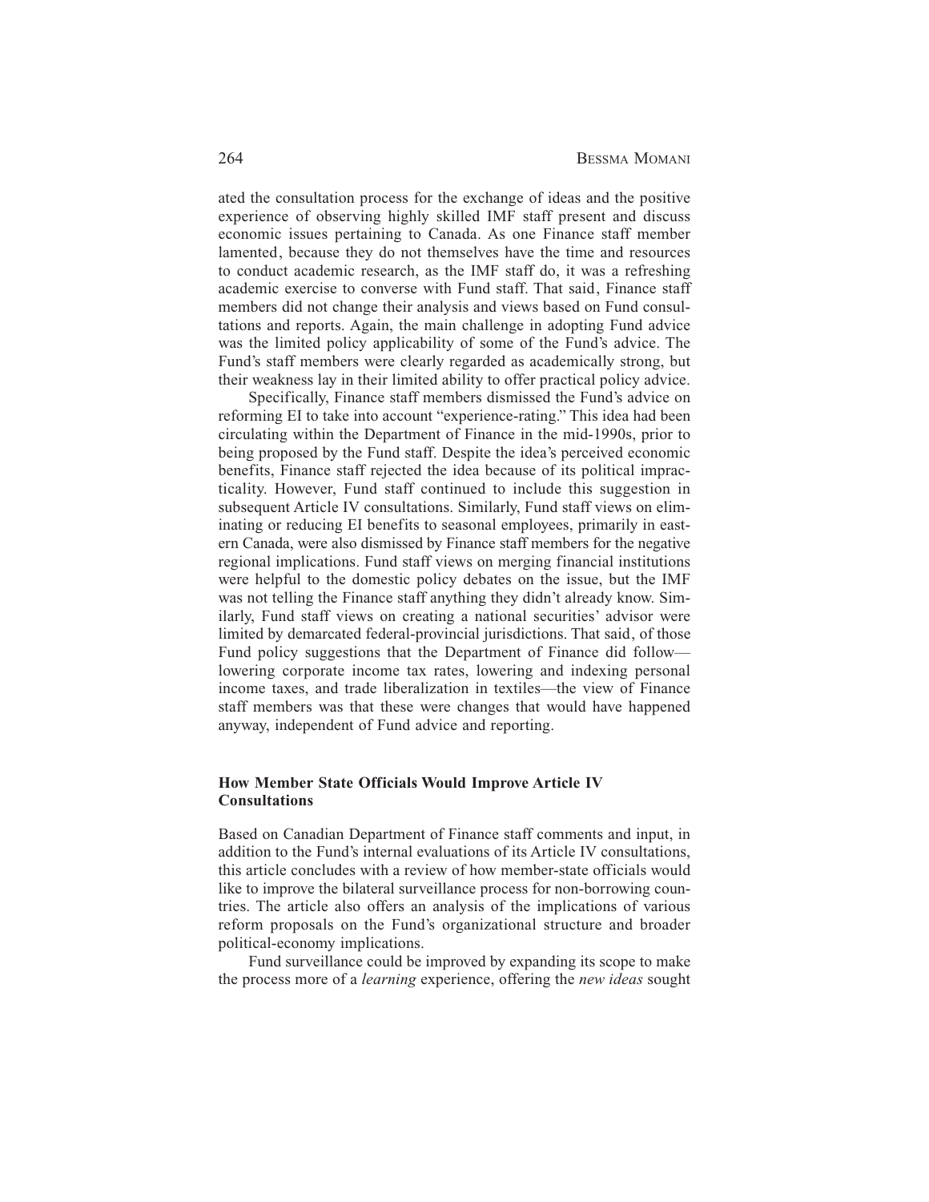ated the consultation process for the exchange of ideas and the positive experience of observing highly skilled IMF staff present and discuss economic issues pertaining to Canada. As one Finance staff member lamented, because they do not themselves have the time and resources to conduct academic research, as the IMF staff do, it was a refreshing academic exercise to converse with Fund staff. That said, Finance staff members did not change their analysis and views based on Fund consultations and reports. Again, the main challenge in adopting Fund advice was the limited policy applicability of some of the Fund's advice. The Fund's staff members were clearly regarded as academically strong, but their weakness lay in their limited ability to offer practical policy advice.

Specifically, Finance staff members dismissed the Fund's advice on reforming EI to take into account "experience-rating." This idea had been circulating within the Department of Finance in the mid-1990s, prior to being proposed by the Fund staff. Despite the idea's perceived economic benefits, Finance staff rejected the idea because of its political impracticality. However, Fund staff continued to include this suggestion in subsequent Article IV consultations. Similarly, Fund staff views on eliminating or reducing EI benefits to seasonal employees, primarily in eastern Canada, were also dismissed by Finance staff members for the negative regional implications. Fund staff views on merging financial institutions were helpful to the domestic policy debates on the issue, but the IMF was not telling the Finance staff anything they didn't already know. Similarly, Fund staff views on creating a national securities' advisor were limited by demarcated federal-provincial jurisdictions. That said, of those Fund policy suggestions that the Department of Finance did follow—lowering corporate income tax rates, lowering and indexing personal income taxes, and trade liberalization in textiles—the view of Finance staff members was that these were changes that would have happened anyway, independent of Fund advice and reporting.

## How Member State Officials Would Improve Article IV Consultations

Based on Canadian Department of Finance staff comments and input, in addition to the Fund's internal evaluations of its Article IV consultations, this article concludes with a review of how member-state officials would like to improve the bilateral surveillance process for non-borrowing countries. The article also offers an analysis of the implications of various reform proposals on the Fund's organizational structure and broader political-economy implications.

Fund surveillance could be improved by expanding its scope to make the process more of a *learning* experience, offering the *new ideas* sought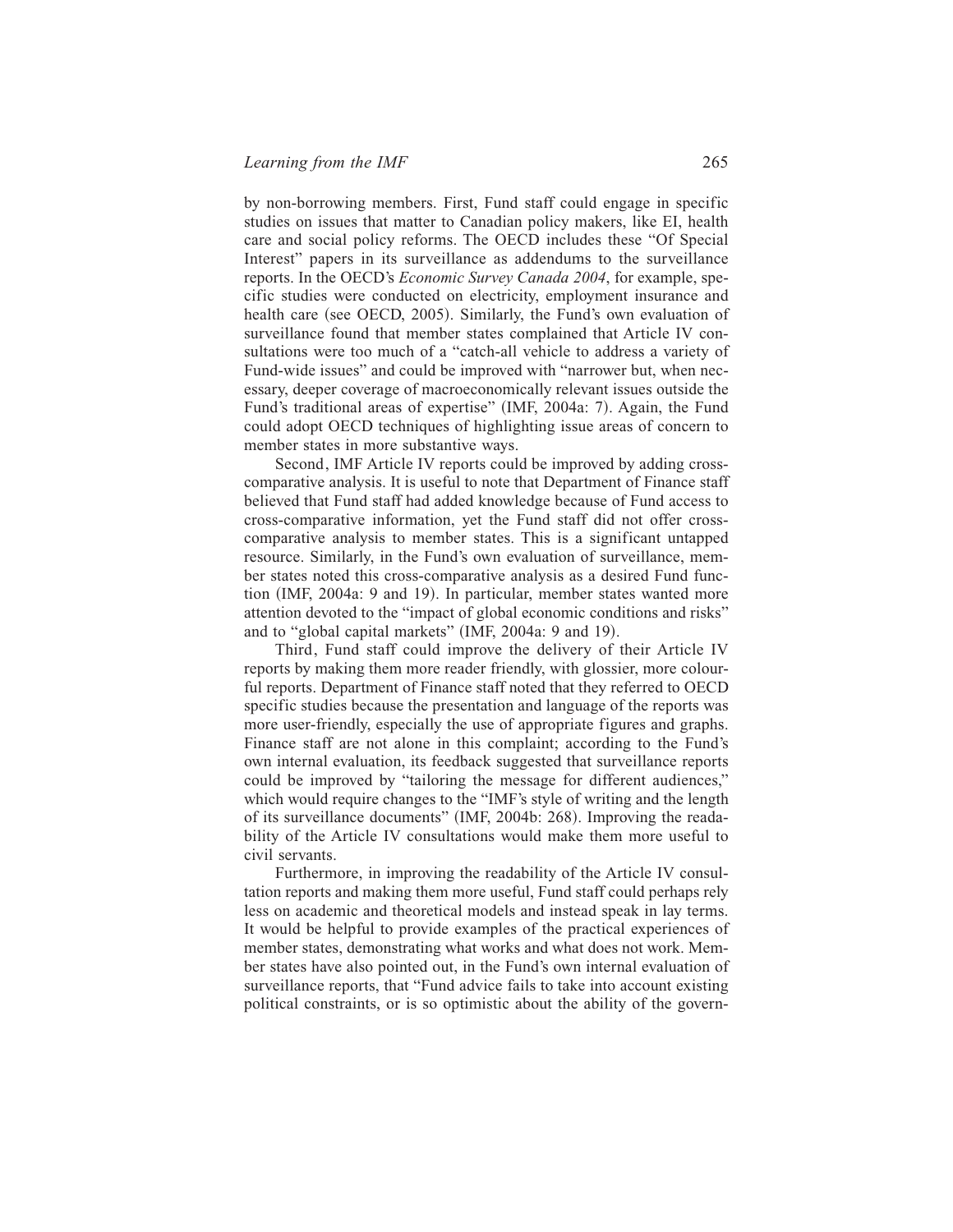by non-borrowing members. First, Fund staff could engage in specific studies on issues that matter to Canadian policy makers, like EI, health care and social policy reforms. The OECD includes these "Of Special Interest" papers in its surveillance as addendums to the surveillance reports. In the OECD's *Economic Survey Canada 2004*, for example, specific studies were conducted on electricity, employment insurance and health care (see OECD, 2005). Similarly, the Fund's own evaluation of surveillance found that member states complained that Article IV consultations were too much of a "catch-all vehicle to address a variety of Fund-wide issues" and could be improved with "narrower but, when necessary, deeper coverage of macroeconomically relevant issues outside the Fund's traditional areas of expertise" (IMF, 2004a: 7). Again, the Fund could adopt OECD techniques of highlighting issue areas of concern to member states in more substantive ways.

Second, IMF Article IV reports could be improved by adding cross-comparative analysis. It is useful to note that Department of Finance staff believed that Fund staff had added knowledge because of Fund access to cross-comparative information, yet the Fund staff did not offer cross-comparative analysis to member states. This is a significant untapped resource. Similarly, in the Fund's own evaluation of surveillance, member states noted this cross-comparative analysis as a desired Fund function (IMF, 2004a: 9 and 19). In particular, member states wanted more attention devoted to the "impact of global economic conditions and risks" and to "global capital markets" (IMF, 2004a: 9 and 19).

Third, Fund staff could improve the delivery of their Article IV reports by making them more reader friendly, with glossier, more colourful reports. Department of Finance staff noted that they referred to OECD specific studies because the presentation and language of the reports was more user-friendly, especially the use of appropriate figures and graphs. Finance staff are not alone in this complaint; according to the Fund's own internal evaluation, its feedback suggested that surveillance reports could be improved by "tailoring the message for different audiences," which would require changes to the "IMF's style of writing and the length of its surveillance documents" (IMF, 2004b: 268). Improving the readability of the Article IV consultations would make them more useful to civil servants.

Furthermore, in improving the readability of the Article IV consultation reports and making them more useful, Fund staff could perhaps rely less on academic and theoretical models and instead speak in lay terms. It would be helpful to provide examples of the practical experiences of member states, demonstrating what works and what does not work. Member states have also pointed out, in the Fund's own internal evaluation of surveillance reports, that "Fund advice fails to take into account existing political constraints, or is so optimistic about the ability of the govern-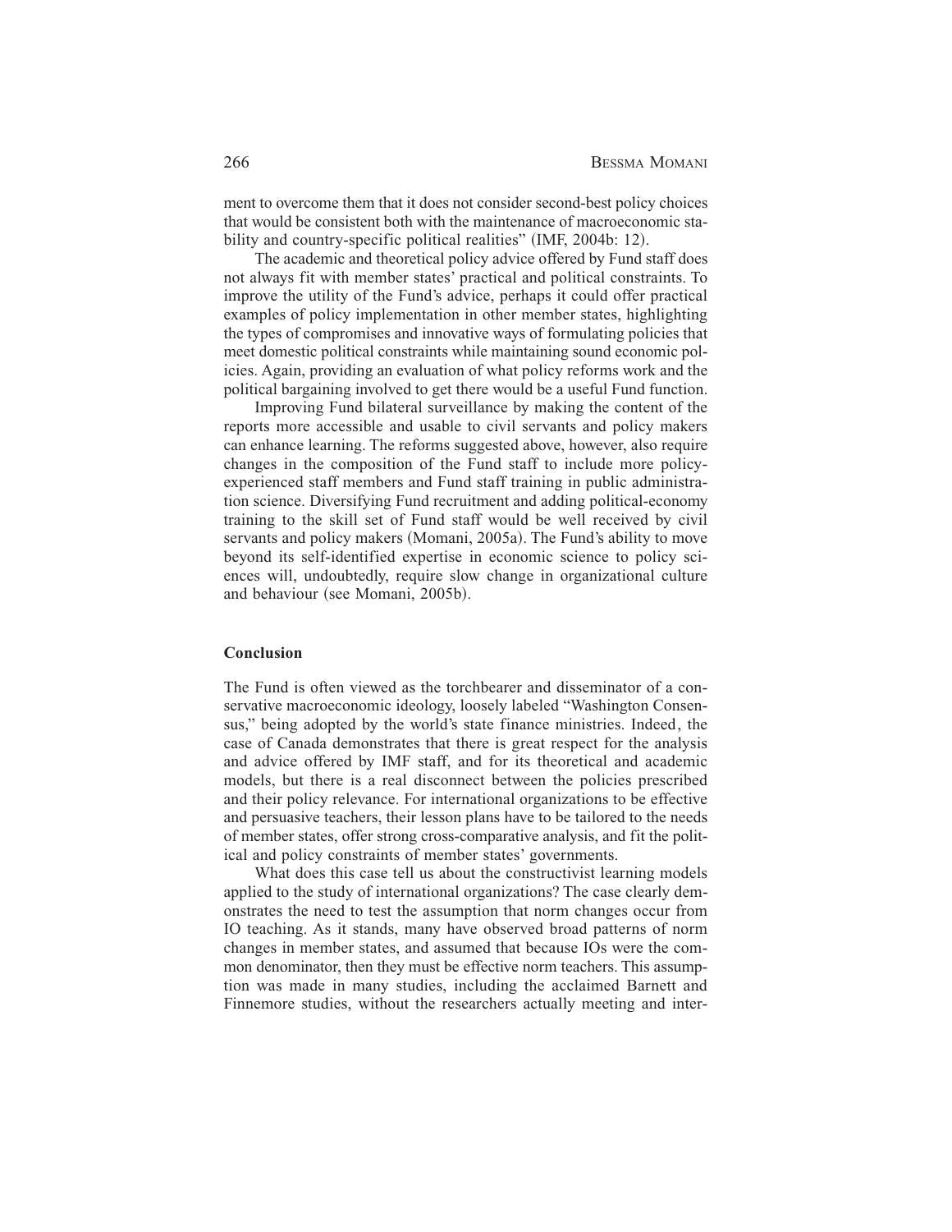ment to overcome them that it does not consider second-best policy choices that would be consistent both with the maintenance of macroeconomic stability and country-specific political realities" (IMF, 2004b: 12).

The academic and theoretical policy advice offered by Fund staff does not always fit with member states' practical and political constraints. To improve the utility of the Fund's advice, perhaps it could offer practical examples of policy implementation in other member states, highlighting the types of compromises and innovative ways of formulating policies that meet domestic political constraints while maintaining sound economic policies. Again, providing an evaluation of what policy reforms work and the political bargaining involved to get there would be a useful Fund function.

Improving Fund bilateral surveillance by making the content of the reports more accessible and usable to civil servants and policy makers can enhance learning. The reforms suggested above, however, also require changes in the composition of the Fund staff to include more policy-experienced staff members and Fund staff training in public administration science. Diversifying Fund recruitment and adding political-economy training to the skill set of Fund staff would be well received by civil servants and policy makers (Momani, 2005a). The Fund's ability to move beyond its self-identified expertise in economic science to policy sciences will, undoubtedly, require slow change in organizational culture and behaviour (see Momani, 2005b).

## Conclusion

The Fund is often viewed as the torchbearer and disseminator of a conservative macroeconomic ideology, loosely labeled "Washington Consensus," being adopted by the world's state finance ministries. Indeed, the case of Canada demonstrates that there is great respect for the analysis and advice offered by IMF staff, and for its theoretical and academic models, but there is a real disconnect between the policies prescribed and their policy relevance. For international organizations to be effective and persuasive teachers, their lesson plans have to be tailored to the needs of member states, offer strong cross-comparative analysis, and fit the political and policy constraints of member states' governments.

What does this case tell us about the constructivist learning models applied to the study of international organizations? The case clearly demonstrates the need to test the assumption that norm changes occur from IO teaching. As it stands, many have observed broad patterns of norm changes in member states, and assumed that because IOs were the common denominator, then they must be effective norm teachers. This assumption was made in many studies, including the acclaimed Barnett and Finnemore studies, without the researchers actually meeting and inter-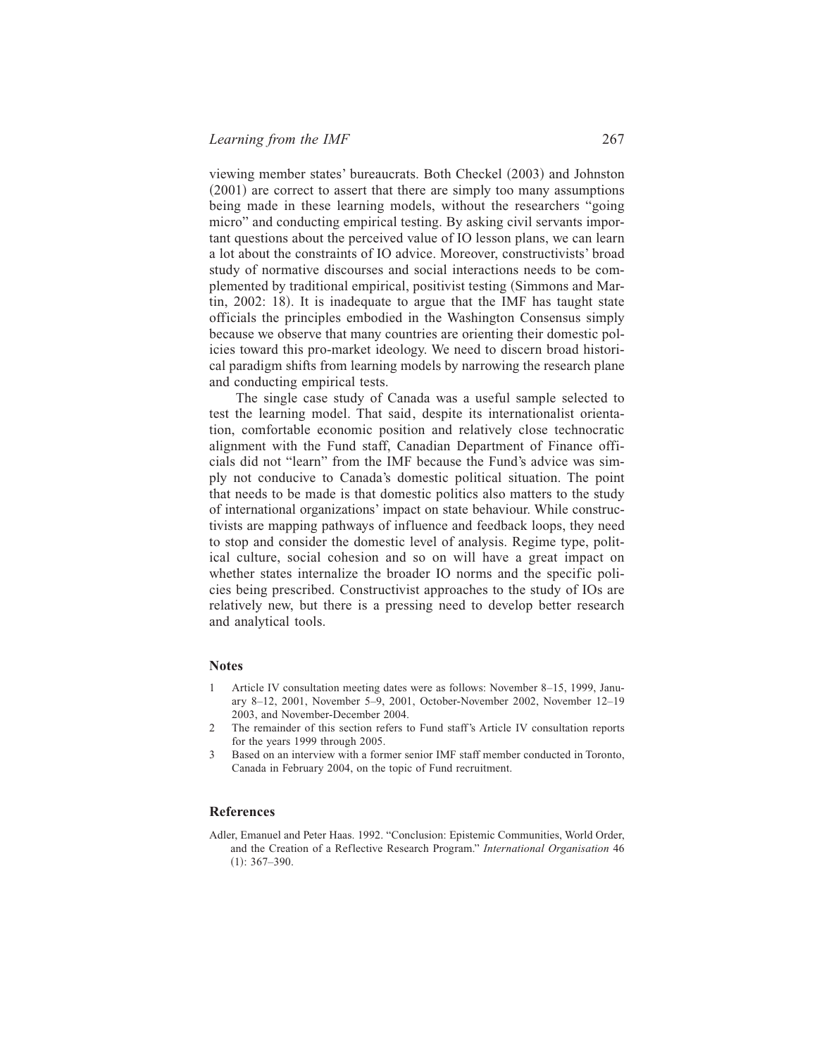viewing member states' bureaucrats. Both Checkel (2003) and Johnston (2001) are correct to assert that there are simply too many assumptions being made in these learning models, without the researchers "going micro" and conducting empirical testing. By asking civil servants important questions about the perceived value of IO lesson plans, we can learn a lot about the constraints of IO advice. Moreover, constructivists' broad study of normative discourses and social interactions needs to be complemented by traditional empirical, positivist testing (Simmons and Martin, 2002: 18). It is inadequate to argue that the IMF has taught state officials the principles embodied in the Washington Consensus simply because we observe that many countries are orienting their domestic policies toward this pro-market ideology. We need to discern broad historical paradigm shifts from learning models by narrowing the research plane and conducting empirical tests.

The single case study of Canada was a useful sample selected to test the learning model. That said, despite its internationalist orientation, comfortable economic position and relatively close technocratic alignment with the Fund staff, Canadian Department of Finance officials did not "learn" from the IMF because the Fund's advice was simply not conducive to Canada's domestic political situation. The point that needs to be made is that domestic politics also matters to the study of international organizations' impact on state behaviour. While constructivists are mapping pathways of influence and feedback loops, they need to stop and consider the domestic level of analysis. Regime type, political culture, social cohesion and so on will have a great impact on whether states internalize the broader IO norms and the specific policies being prescribed. Constructivist approaches to the study of IOs are relatively new, but there is a pressing need to develop better research and analytical tools.

## Notes

1. Article IV consultation meeting dates were as follows: November 8–15, 1999, January 8–12, 2001, November 5–9, 2001, October-November 2002, November 12–19 2003, and November-December 2004.
2. The remainder of this section refers to Fund staff's Article IV consultation reports for the years 1999 through 2005.
3. Based on an interview with a former senior IMF staff member conducted in Toronto, Canada in February 2004, on the topic of Fund recruitment.

## References

Adler, Emanuel and Peter Haas. 1992. "Conclusion: Epistemic Communities, World Order, and the Creation of a Reflective Research Program." *International Organisation* 46 (1): 367–390.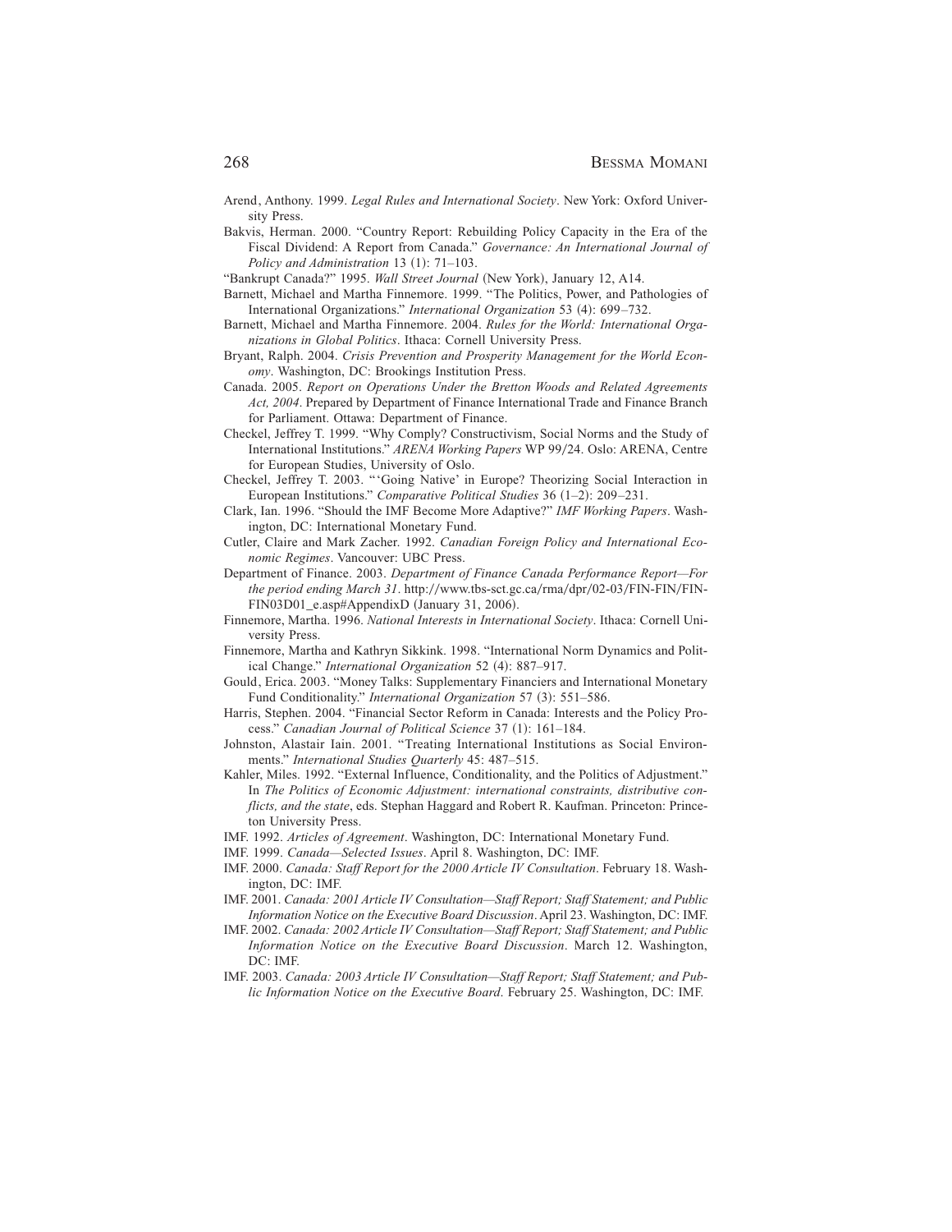Arend, Anthony. 1999. *Legal Rules and International Society*. New York: Oxford University Press.

Bakvis, Herman. 2000. "Country Report: Rebuilding Policy Capacity in the Era of the Fiscal Dividend: A Report from Canada." *Governance: An International Journal of Policy and Administration* 13 (1): 71–103.

"Bankrupt Canada?" 1995. *Wall Street Journal* (New York), January 12, A14.

Barnett, Michael and Martha Finnemore. 1999. "The Politics, Power, and Pathologies of International Organizations." *International Organization* 53 (4): 699–732.

Barnett, Michael and Martha Finnemore. 2004. *Rules for the World: International Organizations in Global Politics*. Ithaca: Cornell University Press.

Bryant, Ralph. 2004. *Crisis Prevention and Prosperity Management for the World Economy*. Washington, DC: Brookings Institution Press.

Canada. 2005. *Report on Operations Under the Bretton Woods and Related Agreements Act, 2004*. Prepared by Department of Finance International Trade and Finance Branch for Parliament. Ottawa: Department of Finance.

Checkel, Jeffrey T. 1999. "Why Comply? Constructivism, Social Norms and the Study of International Institutions." *ARENA Working Papers* WP 99/24. Oslo: ARENA, Centre for European Studies, University of Oslo.

Checkel, Jeffrey T. 2003. "'Going Native' in Europe? Theorizing Social Interaction in European Institutions." *Comparative Political Studies* 36 (1–2): 209–231.

Clark, Ian. 1996. "Should the IMF Become More Adaptive?" *IMF Working Papers*. Washington, DC: International Monetary Fund.

Cutler, Claire and Mark Zacher. 1992. *Canadian Foreign Policy and International Economic Regimes*. Vancouver: UBC Press.

Department of Finance. 2003. *Department of Finance Canada Performance Report—For the period ending March 31*. http://www.tbs-sct.gc.ca/rma/dpr/02-03/FIN-FIN/FIN-FIN03D01_e.asp#AppendixD (January 31, 2006).

Finnemore, Martha. 1996. *National Interests in International Society*. Ithaca: Cornell University Press.

Finnemore, Martha and Kathryn Sikkink. 1998. "International Norm Dynamics and Political Change." *International Organization* 52 (4): 887–917.

Gould, Erica. 2003. "Money Talks: Supplementary Financiers and International Monetary Fund Conditionality." *International Organization* 57 (3): 551–586.

Harris, Stephen. 2004. "Financial Sector Reform in Canada: Interests and the Policy Process." *Canadian Journal of Political Science* 37 (1): 161–184.

Johnston, Alastair Iain. 2001. "Treating International Institutions as Social Environments." *International Studies Quarterly* 45: 487–515.

Kahler, Miles. 1992. "External Influence, Conditionality, and the Politics of Adjustment." In *The Politics of Economic Adjustment: international constraints, distributive conflicts, and the state*, eds. Stephan Haggard and Robert R. Kaufman. Princeton: Princeton University Press.

IMF. 1992. *Articles of Agreement*. Washington, DC: International Monetary Fund.

IMF. 1999. *Canada—Selected Issues*. April 8. Washington, DC: IMF.

IMF. 2000. *Canada: Staff Report for the 2000 Article IV Consultation*. February 18. Washington, DC: IMF.

IMF. 2001. *Canada: 2001 Article IV Consultation—Staff Report; Staff Statement; and Public Information Notice on the Executive Board Discussion*. April 23. Washington, DC: IMF.

IMF. 2002. *Canada: 2002 Article IV Consultation—Staff Report; Staff Statement; and Public Information Notice on the Executive Board Discussion*. March 12. Washington, DC: IMF.

IMF. 2003. *Canada: 2003 Article IV Consultation—Staff Report; Staff Statement; and Public Information Notice on the Executive Board*. February 25. Washington, DC: IMF.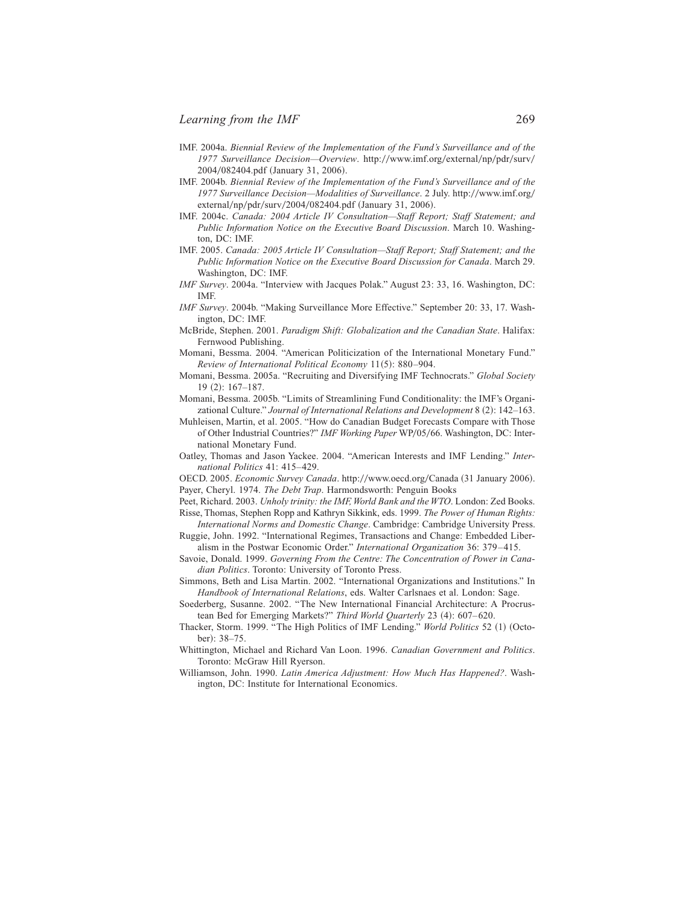IMF. 2004a. *Biennial Review of the Implementation of the Fund's Surveillance and of the 1977 Surveillance Decision—Overview*. http://www.imf.org/external/np/pdr/surv/2004/082404.pdf (January 31, 2006).

IMF. 2004b. *Biennial Review of the Implementation of the Fund's Surveillance and of the 1977 Surveillance Decision—Modalities of Surveillance*. 2 July. http://www.imf.org/external/np/pdr/surv/2004/082404.pdf (January 31, 2006).

IMF. 2004c. *Canada: 2004 Article IV Consultation—Staff Report; Staff Statement; and Public Information Notice on the Executive Board Discussion*. March 10. Washington, DC: IMF.

IMF. 2005. *Canada: 2005 Article IV Consultation—Staff Report; Staff Statement; and the Public Information Notice on the Executive Board Discussion for Canada*. March 29. Washington, DC: IMF.

*IMF Survey*. 2004a. "Interview with Jacques Polak." August 23: 33, 16. Washington, DC: IMF.

*IMF Survey*. 2004b. "Making Surveillance More Effective." September 20: 33, 17. Washington, DC: IMF.

McBride, Stephen. 2001. *Paradigm Shift: Globalization and the Canadian State*. Halifax: Fernwood Publishing.

Momani, Bessma. 2004. "American Politicization of the International Monetary Fund." *Review of International Political Economy* 11(5): 880–904.

Momani, Bessma. 2005a. "Recruiting and Diversifying IMF Technocrats." *Global Society* 19 (2): 167–187.

Momani, Bessma. 2005b. "Limits of Streamlining Fund Conditionality: the IMF's Organizational Culture." *Journal of International Relations and Development* 8 (2): 142–163.

Muhleisen, Martin, et al. 2005. "How do Canadian Budget Forecasts Compare with Those of Other Industrial Countries?" *IMF Working Paper* WP/05/66. Washington, DC: International Monetary Fund.

Oatley, Thomas and Jason Yackee. 2004. "American Interests and IMF Lending." *International Politics* 41: 415–429.

OECD. 2005. *Economic Survey Canada*. http://www.oecd.org/Canada (31 January 2006).

Payer, Cheryl. 1974. *The Debt Trap*. Harmondsworth: Penguin Books

Peet, Richard. 2003. *Unholy trinity: the IMF, World Bank and the WTO*. London: Zed Books.

Risse, Thomas, Stephen Ropp and Kathryn Sikkink, eds. 1999. *The Power of Human Rights: International Norms and Domestic Change*. Cambridge: Cambridge University Press.

Ruggie, John. 1992. "International Regimes, Transactions and Change: Embedded Liberalism in the Postwar Economic Order." *International Organization* 36: 379–415.

Savoie, Donald. 1999. *Governing From the Centre: The Concentration of Power in Canadian Politics*. Toronto: University of Toronto Press.

Simmons, Beth and Lisa Martin. 2002. "International Organizations and Institutions." In *Handbook of International Relations*, eds. Walter Carlsnaes et al. London: Sage.

Soederberg, Susanne. 2002. "The New International Financial Architecture: A Procrustean Bed for Emerging Markets?" *Third World Quarterly* 23 (4): 607–620.

Thacker, Storm. 1999. "The High Politics of IMF Lending." *World Politics* 52 (1) (October): 38–75.

Whittington, Michael and Richard Van Loon. 1996. *Canadian Government and Politics*. Toronto: McGraw Hill Ryerson.

Williamson, John. 1990. *Latin America Adjustment: How Much Has Happened?*. Washington, DC: Institute for International Economics.